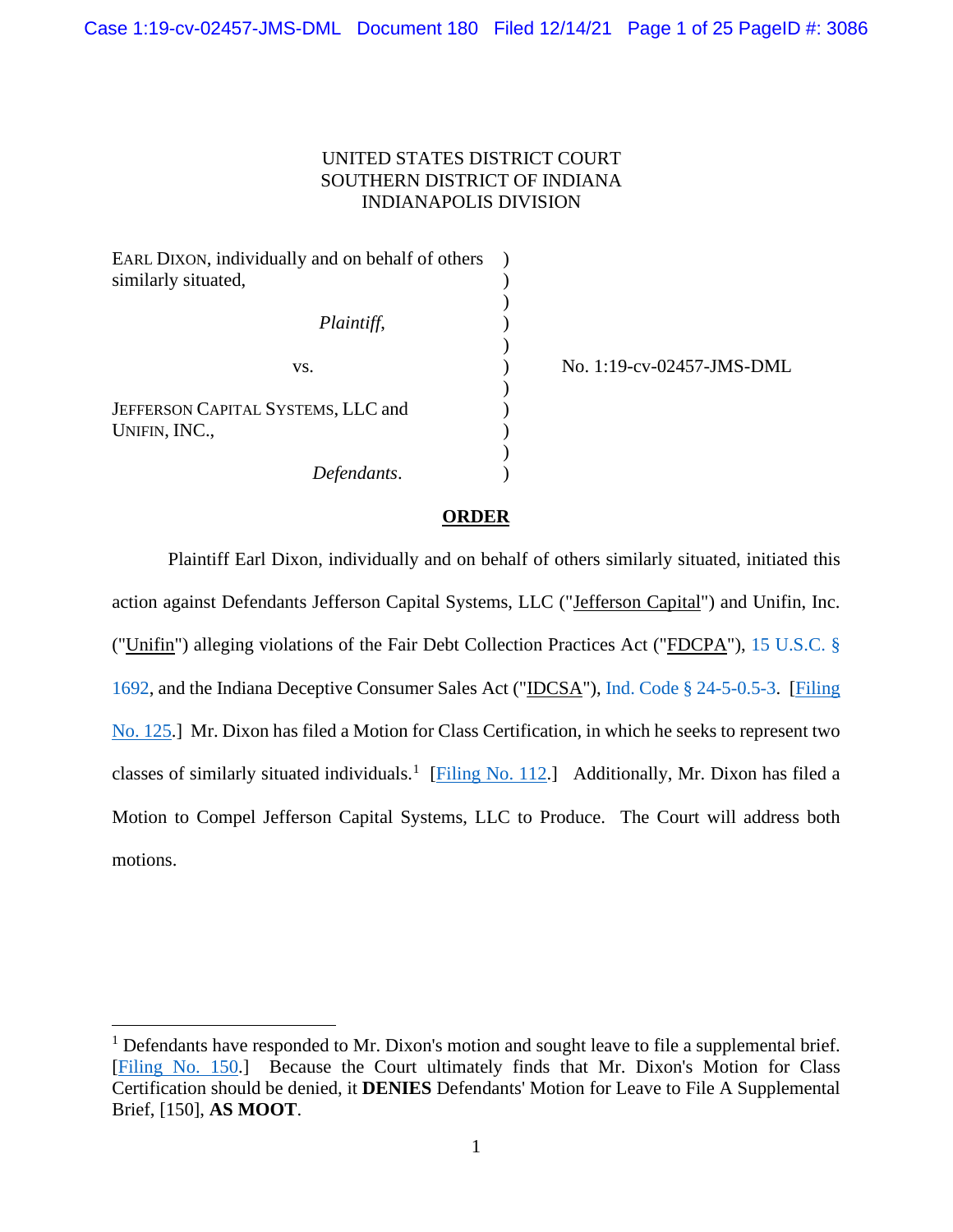UNITED STATES DISTRICT COURT
SOUTHERN DISTRICT OF INDIANA
INDIANAPOLIS DIVISION

| | | |
|---|---|---|
| EARL DIXON, individually and on behalf of others similarly situated, *Plaintiff*, | ) | |
| vs. | ) | No. 1:19-cv-02457-JMS-DML |
| JEFFERSON CAPITAL SYSTEMS, LLC and UNIFIN, INC., *Defendants*. | ) | |

## ORDER

Plaintiff Earl Dixon, individually and on behalf of others similarly situated, initiated this action against Defendants Jefferson Capital Systems, LLC ("Jefferson Capital") and Unifin, Inc. ("Unifin") alleging violations of the Fair Debt Collection Practices Act ("FDCPA"), 15 U.S.C. § 1692, and the Indiana Deceptive Consumer Sales Act ("IDCSA"), Ind. Code § 24-5-0.5-3. [Filing No. 125.] Mr. Dixon has filed a Motion for Class Certification, in which he seeks to represent two classes of similarly situated individuals.[1] [Filing No. 112.] Additionally, Mr. Dixon has filed a Motion to Compel Jefferson Capital Systems, LLC to Produce. The Court will address both motions.

---

[1] Defendants have responded to Mr. Dixon's motion and sought leave to file a supplemental brief. [Filing No. 150.] Because the Court ultimately finds that Mr. Dixon's Motion for Class Certification should be denied, it **DENIES** Defendants' Motion for Leave to File A Supplemental Brief, [150], **AS MOOT**.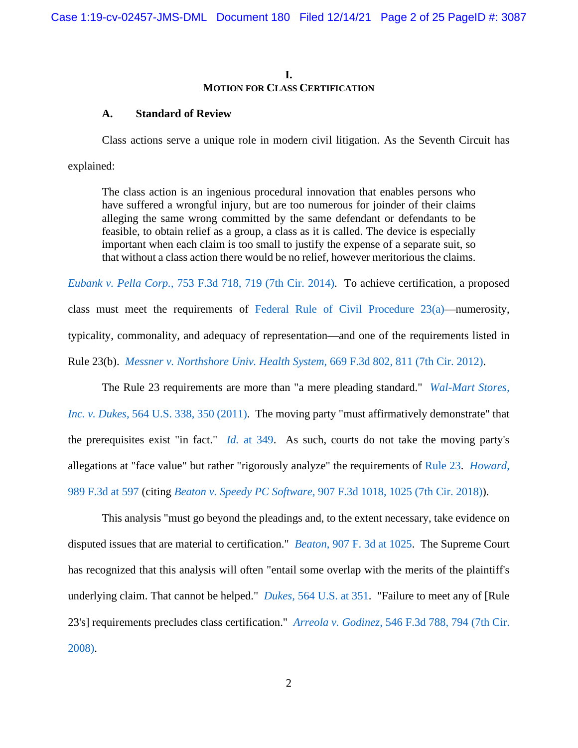# I.
## MOTION FOR CLASS CERTIFICATION

### A. Standard of Review

Class actions serve a unique role in modern civil litigation. As the Seventh Circuit has explained:

> The class action is an ingenious procedural innovation that enables persons who have suffered a wrongful injury, but are too numerous for joinder of their claims alleging the same wrong committed by the same defendant or defendants to be feasible, to obtain relief as a group, a class as it is called. The device is especially important when each claim is too small to justify the expense of a separate suit, so that without a class action there would be no relief, however meritorious the claims.

*Eubank v. Pella Corp.*, 753 F.3d 718, 719 (7th Cir. 2014). To achieve certification, a proposed class must meet the requirements of Federal Rule of Civil Procedure 23(a)—numerosity, typicality, commonality, and adequacy of representation—and one of the requirements listed in Rule 23(b). *Messner v. Northshore Univ. Health System*, 669 F.3d 802, 811 (7th Cir. 2012).

The Rule 23 requirements are more than "a mere pleading standard." *Wal-Mart Stores, Inc. v. Dukes*, 564 U.S. 338, 350 (2011). The moving party "must affirmatively demonstrate" that the prerequisites exist "in fact." *Id.* at 349. As such, courts do not take the moving party's allegations at "face value" but rather "rigorously analyze" the requirements of Rule 23. *Howard*, 989 F.3d at 597 (citing *Beaton v. Speedy PC Software*, 907 F.3d 1018, 1025 (7th Cir. 2018)).

This analysis "must go beyond the pleadings and, to the extent necessary, take evidence on disputed issues that are material to certification." *Beaton*, 907 F. 3d at 1025. The Supreme Court has recognized that this analysis will often "entail some overlap with the merits of the plaintiff's underlying claim. That cannot be helped." *Dukes*, 564 U.S. at 351. "Failure to meet any of [Rule 23's] requirements precludes class certification." *Arreola v. Godinez*, 546 F.3d 788, 794 (7th Cir. 2008).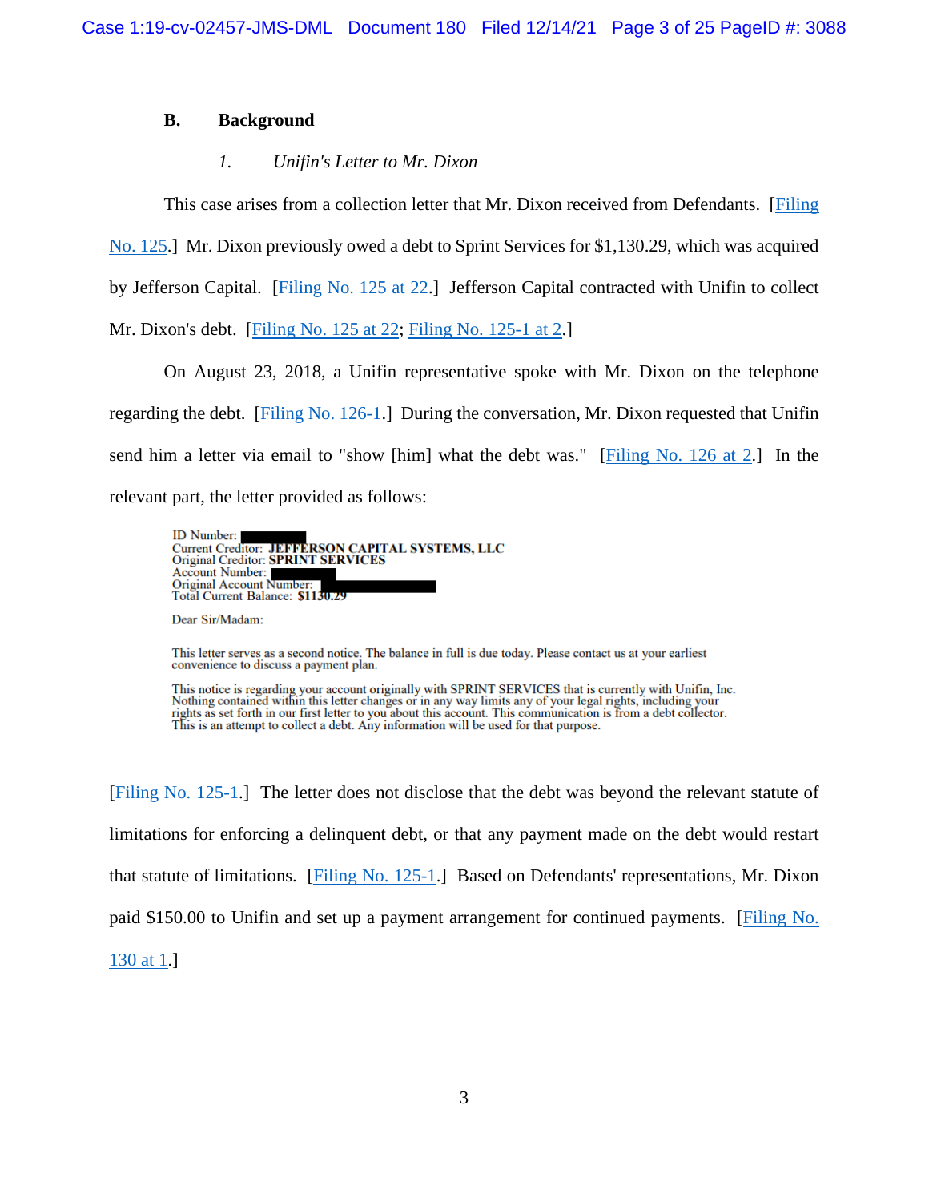### B. Background

#### *1. Unifin's Letter to Mr. Dixon*

This case arises from a collection letter that Mr. Dixon received from Defendants. [Filing No. 125.] Mr. Dixon previously owed a debt to Sprint Services for $1,130.29, which was acquired by Jefferson Capital. [Filing No. 125 at 22.] Jefferson Capital contracted with Unifin to collect Mr. Dixon's debt. [Filing No. 125 at 22; Filing No. 125-1 at 2.]

On August 23, 2018, a Unifin representative spoke with Mr. Dixon on the telephone regarding the debt. [Filing No. 126-1.] During the conversation, Mr. Dixon requested that Unifin send him a letter via email to "show [him] what the debt was." [Filing No. 126 at 2.] In the relevant part, the letter provided as follows:

> ID Number: ████
> Current Creditor: **JEFFERSON CAPITAL SYSTEMS, LLC**
> Original Creditor: **SPRINT SERVICES**
> Account Number: ████
> Original Account Number: ████
> Total Current Balance: **$1130.29**
>
> Dear Sir/Madam:
>
> This letter serves as a second notice. The balance in full is due today. Please contact us at your earliest convenience to discuss a payment plan.
>
> This notice is regarding your account originally with SPRINT SERVICES that is currently with Unifin, Inc. Nothing contained within this letter changes or in any way limits any of your legal rights, including your rights as set forth in our first letter to you about this account. This communication is from a debt collector. This is an attempt to collect a debt. Any information will be used for that purpose.

[Filing No. 125-1.] The letter does not disclose that the debt was beyond the relevant statute of limitations for enforcing a delinquent debt, or that any payment made on the debt would restart that statute of limitations. [Filing No. 125-1.] Based on Defendants' representations, Mr. Dixon paid $150.00 to Unifin and set up a payment arrangement for continued payments. [Filing No. 130 at 1.]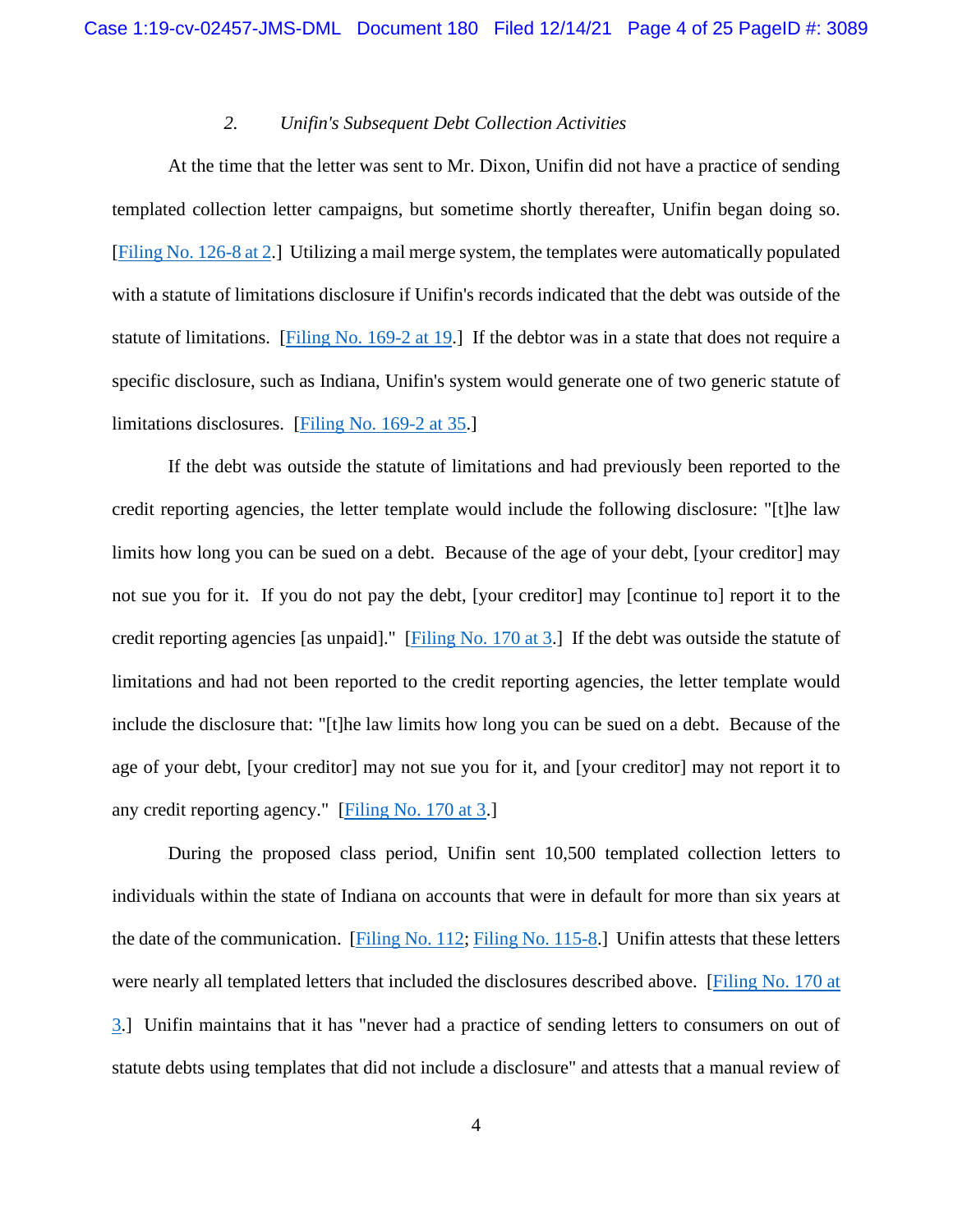*2. Unifin's Subsequent Debt Collection Activities*

At the time that the letter was sent to Mr. Dixon, Unifin did not have a practice of sending templated collection letter campaigns, but sometime shortly thereafter, Unifin began doing so. [Filing No. 126-8 at 2.] Utilizing a mail merge system, the templates were automatically populated with a statute of limitations disclosure if Unifin's records indicated that the debt was outside of the statute of limitations. [Filing No. 169-2 at 19.] If the debtor was in a state that does not require a specific disclosure, such as Indiana, Unifin's system would generate one of two generic statute of limitations disclosures. [Filing No. 169-2 at 35.]

If the debt was outside the statute of limitations and had previously been reported to the credit reporting agencies, the letter template would include the following disclosure: "[t]he law limits how long you can be sued on a debt. Because of the age of your debt, [your creditor] may not sue you for it. If you do not pay the debt, [your creditor] may [continue to] report it to the credit reporting agencies [as unpaid]." [Filing No. 170 at 3.] If the debt was outside the statute of limitations and had not been reported to the credit reporting agencies, the letter template would include the disclosure that: "[t]he law limits how long you can be sued on a debt. Because of the age of your debt, [your creditor] may not sue you for it, and [your creditor] may not report it to any credit reporting agency." [Filing No. 170 at 3.]

During the proposed class period, Unifin sent 10,500 templated collection letters to individuals within the state of Indiana on accounts that were in default for more than six years at the date of the communication. [Filing No. 112; Filing No. 115-8.] Unifin attests that these letters were nearly all templated letters that included the disclosures described above. [Filing No. 170 at 3.] Unifin maintains that it has "never had a practice of sending letters to consumers on out of statute debts using templates that did not include a disclosure" and attests that a manual review of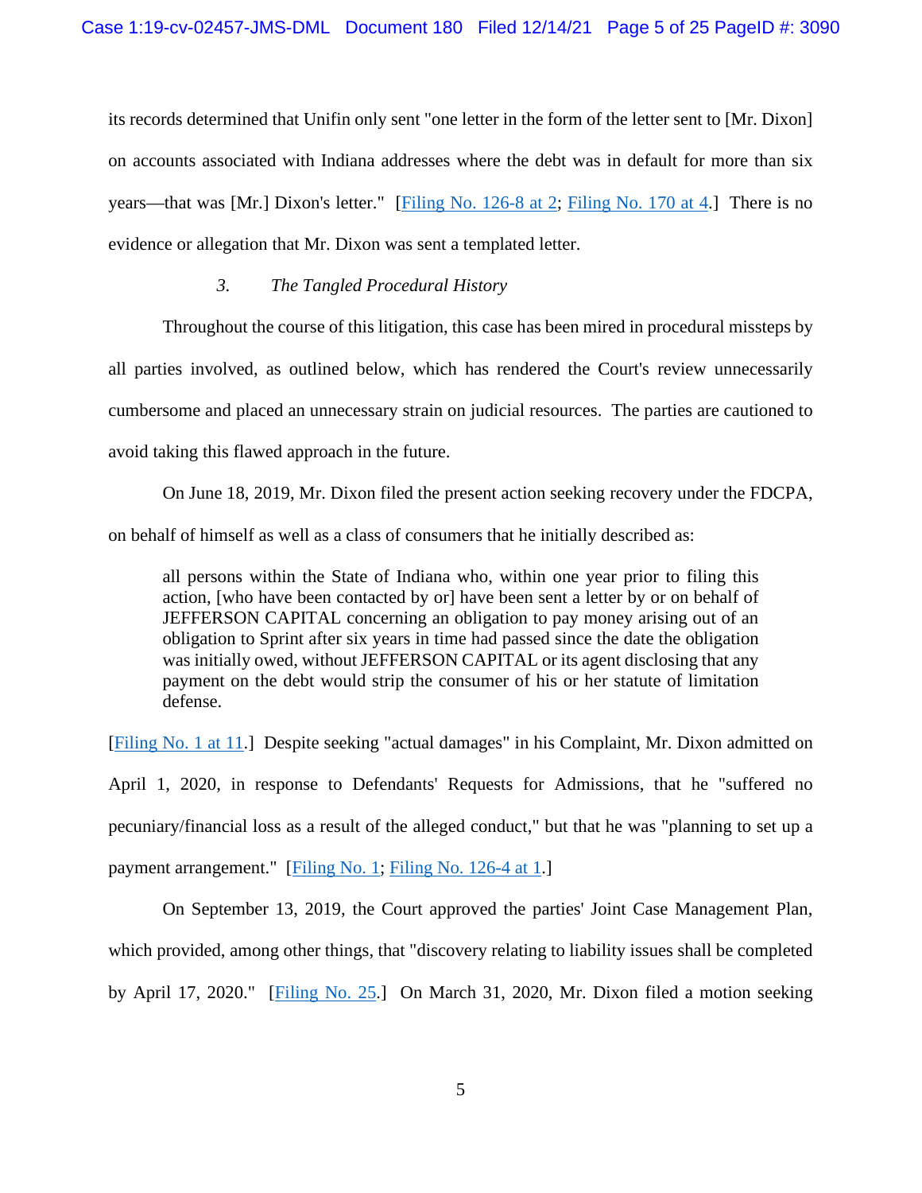its records determined that Unifin only sent "one letter in the form of the letter sent to [Mr. Dixon] on accounts associated with Indiana addresses where the debt was in default for more than six years—that was [Mr.] Dixon's letter." [Filing No. 126-8 at 2; Filing No. 170 at 4.] There is no evidence or allegation that Mr. Dixon was sent a templated letter.

### *3. The Tangled Procedural History*

Throughout the course of this litigation, this case has been mired in procedural missteps by all parties involved, as outlined below, which has rendered the Court's review unnecessarily cumbersome and placed an unnecessary strain on judicial resources. The parties are cautioned to avoid taking this flawed approach in the future.

On June 18, 2019, Mr. Dixon filed the present action seeking recovery under the FDCPA, on behalf of himself as well as a class of consumers that he initially described as:

> all persons within the State of Indiana who, within one year prior to filing this action, [who have been contacted by or] have been sent a letter by or on behalf of JEFFERSON CAPITAL concerning an obligation to pay money arising out of an obligation to Sprint after six years in time had passed since the date the obligation was initially owed, without JEFFERSON CAPITAL or its agent disclosing that any payment on the debt would strip the consumer of his or her statute of limitation defense.

[Filing No. 1 at 11.] Despite seeking "actual damages" in his Complaint, Mr. Dixon admitted on April 1, 2020, in response to Defendants' Requests for Admissions, that he "suffered no pecuniary/financial loss as a result of the alleged conduct," but that he was "planning to set up a payment arrangement." [Filing No. 1; Filing No. 126-4 at 1.]

On September 13, 2019, the Court approved the parties' Joint Case Management Plan, which provided, among other things, that "discovery relating to liability issues shall be completed by April 17, 2020." [Filing No. 25.] On March 31, 2020, Mr. Dixon filed a motion seeking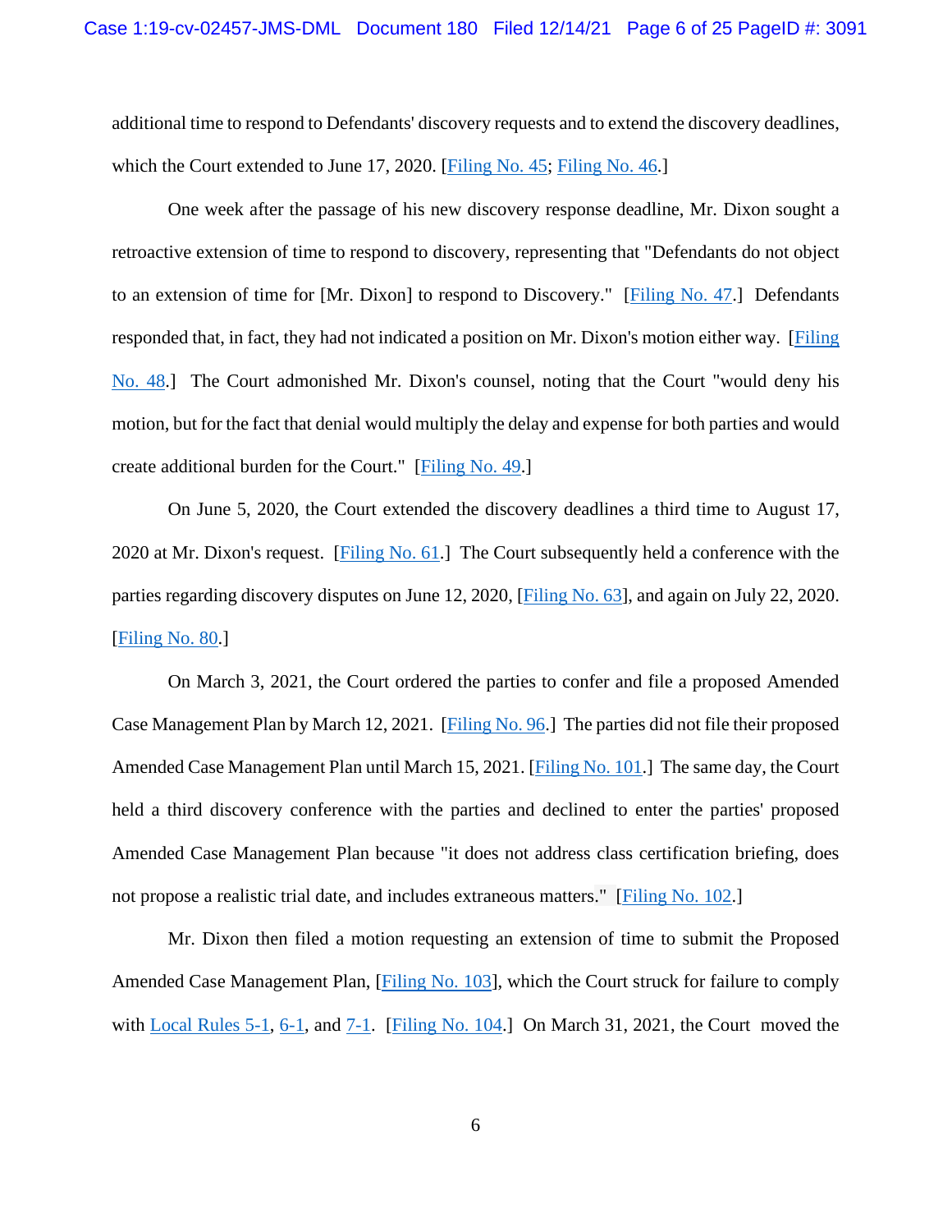additional time to respond to Defendants' discovery requests and to extend the discovery deadlines, which the Court extended to June 17, 2020. [Filing No. 45; Filing No. 46.]

One week after the passage of his new discovery response deadline, Mr. Dixon sought a retroactive extension of time to respond to discovery, representing that "Defendants do not object to an extension of time for [Mr. Dixon] to respond to Discovery." [Filing No. 47.] Defendants responded that, in fact, they had not indicated a position on Mr. Dixon's motion either way. [Filing No. 48.] The Court admonished Mr. Dixon's counsel, noting that the Court "would deny his motion, but for the fact that denial would multiply the delay and expense for both parties and would create additional burden for the Court." [Filing No. 49.]

On June 5, 2020, the Court extended the discovery deadlines a third time to August 17, 2020 at Mr. Dixon's request. [Filing No. 61.] The Court subsequently held a conference with the parties regarding discovery disputes on June 12, 2020, [Filing No. 63], and again on July 22, 2020. [Filing No. 80.]

On March 3, 2021, the Court ordered the parties to confer and file a proposed Amended Case Management Plan by March 12, 2021. [Filing No. 96.] The parties did not file their proposed Amended Case Management Plan until March 15, 2021. [Filing No. 101.] The same day, the Court held a third discovery conference with the parties and declined to enter the parties' proposed Amended Case Management Plan because "it does not address class certification briefing, does not propose a realistic trial date, and includes extraneous matters." [Filing No. 102.]

Mr. Dixon then filed a motion requesting an extension of time to submit the Proposed Amended Case Management Plan, [Filing No. 103], which the Court struck for failure to comply with Local Rules 5-1, 6-1, and 7-1. [Filing No. 104.] On March 31, 2021, the Court moved the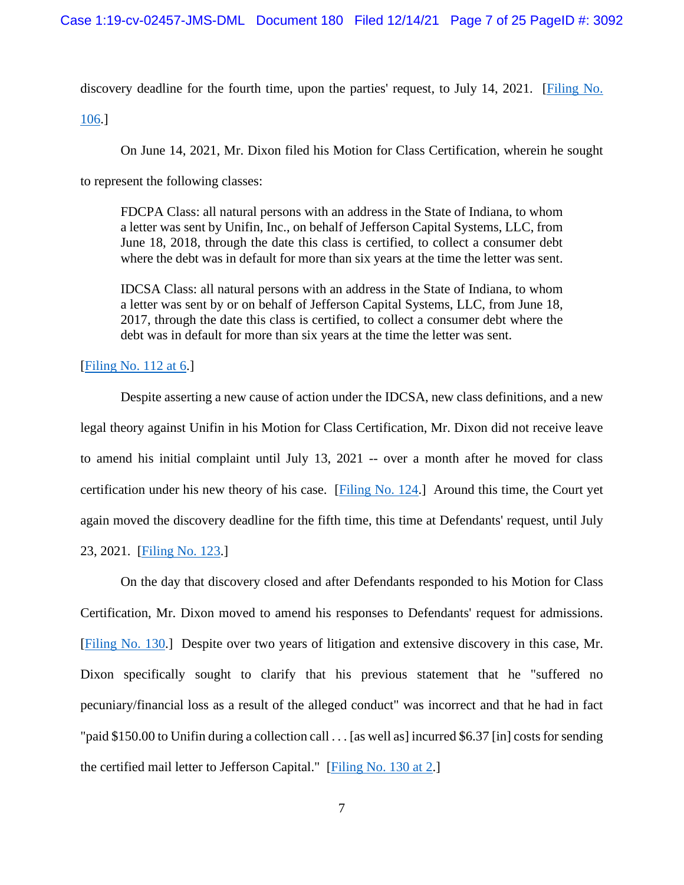discovery deadline for the fourth time, upon the parties' request, to July 14, 2021. [Filing No. 106.]

On June 14, 2021, Mr. Dixon filed his Motion for Class Certification, wherein he sought to represent the following classes:

> FDCPA Class: all natural persons with an address in the State of Indiana, to whom a letter was sent by Unifin, Inc., on behalf of Jefferson Capital Systems, LLC, from June 18, 2018, through the date this class is certified, to collect a consumer debt where the debt was in default for more than six years at the time the letter was sent.
>
> IDCSA Class: all natural persons with an address in the State of Indiana, to whom a letter was sent by or on behalf of Jefferson Capital Systems, LLC, from June 18, 2017, through the date this class is certified, to collect a consumer debt where the debt was in default for more than six years at the time the letter was sent.

[Filing No. 112 at 6.]

Despite asserting a new cause of action under the IDCSA, new class definitions, and a new legal theory against Unifin in his Motion for Class Certification, Mr. Dixon did not receive leave to amend his initial complaint until July 13, 2021 -- over a month after he moved for class certification under his new theory of his case. [Filing No. 124.] Around this time, the Court yet again moved the discovery deadline for the fifth time, this time at Defendants' request, until July 23, 2021. [Filing No. 123.]

On the day that discovery closed and after Defendants responded to his Motion for Class Certification, Mr. Dixon moved to amend his responses to Defendants' request for admissions. [Filing No. 130.] Despite over two years of litigation and extensive discovery in this case, Mr. Dixon specifically sought to clarify that his previous statement that he "suffered no pecuniary/financial loss as a result of the alleged conduct" was incorrect and that he had in fact "paid $150.00 to Unifin during a collection call . . . [as well as] incurred $6.37 [in] costs for sending the certified mail letter to Jefferson Capital." [Filing No. 130 at 2.]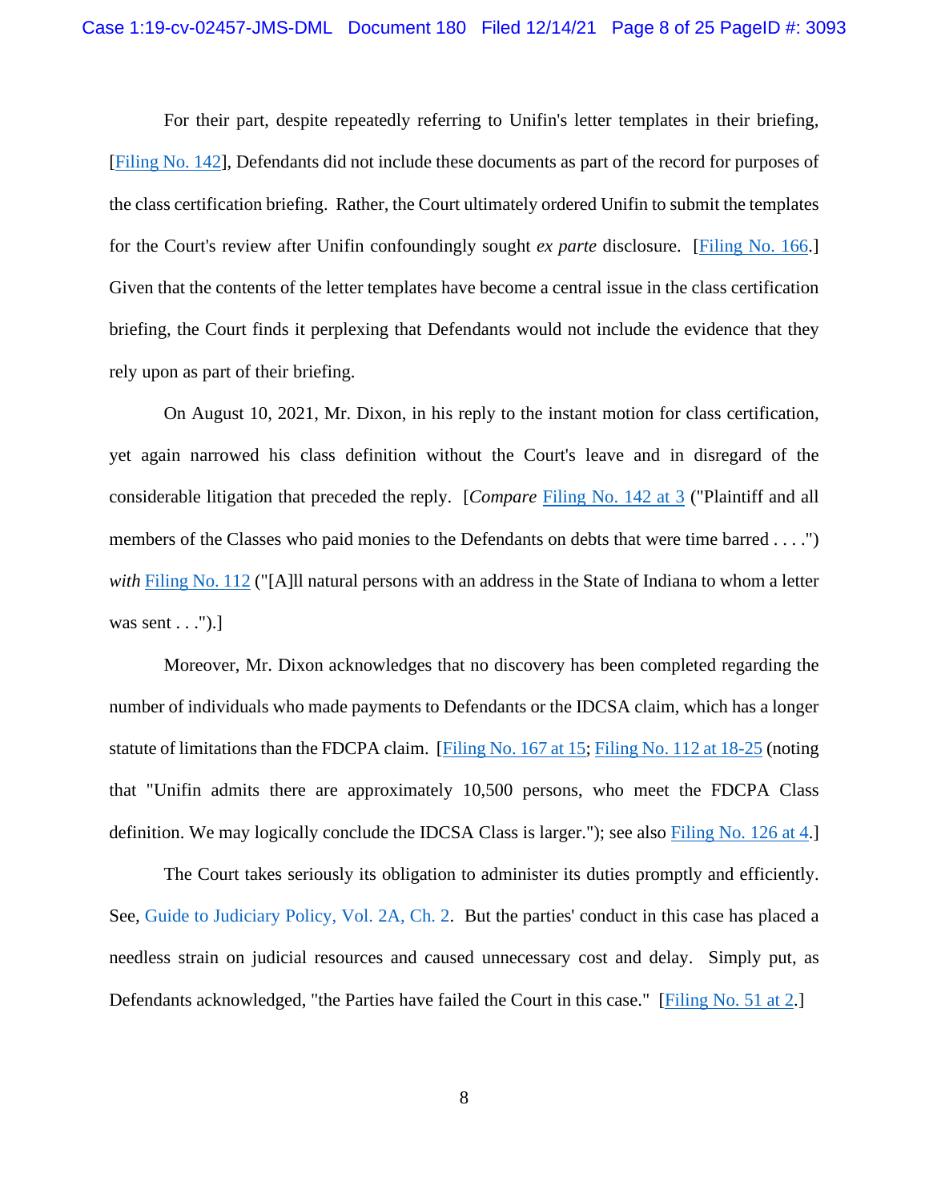For their part, despite repeatedly referring to Unifin's letter templates in their briefing, [Filing No. 142], Defendants did not include these documents as part of the record for purposes of the class certification briefing. Rather, the Court ultimately ordered Unifin to submit the templates for the Court's review after Unifin confoundingly sought *ex parte* disclosure. [Filing No. 166.] Given that the contents of the letter templates have become a central issue in the class certification briefing, the Court finds it perplexing that Defendants would not include the evidence that they rely upon as part of their briefing.

On August 10, 2021, Mr. Dixon, in his reply to the instant motion for class certification, yet again narrowed his class definition without the Court's leave and in disregard of the considerable litigation that preceded the reply. [*Compare* Filing No. 142 at 3 ("Plaintiff and all members of the Classes who paid monies to the Defendants on debts that were time barred . . . .") *with* Filing No. 112 ("[A]ll natural persons with an address in the State of Indiana to whom a letter was sent . . .").]

Moreover, Mr. Dixon acknowledges that no discovery has been completed regarding the number of individuals who made payments to Defendants or the IDCSA claim, which has a longer statute of limitations than the FDCPA claim. [Filing No. 167 at 15; Filing No. 112 at 18-25 (noting that "Unifin admits there are approximately 10,500 persons, who meet the FDCPA Class definition. We may logically conclude the IDCSA Class is larger."); see also Filing No. 126 at 4.]

The Court takes seriously its obligation to administer its duties promptly and efficiently. See, Guide to Judiciary Policy, Vol. 2A, Ch. 2. But the parties' conduct in this case has placed a needless strain on judicial resources and caused unnecessary cost and delay. Simply put, as Defendants acknowledged, "the Parties have failed the Court in this case." [Filing No. 51 at 2.]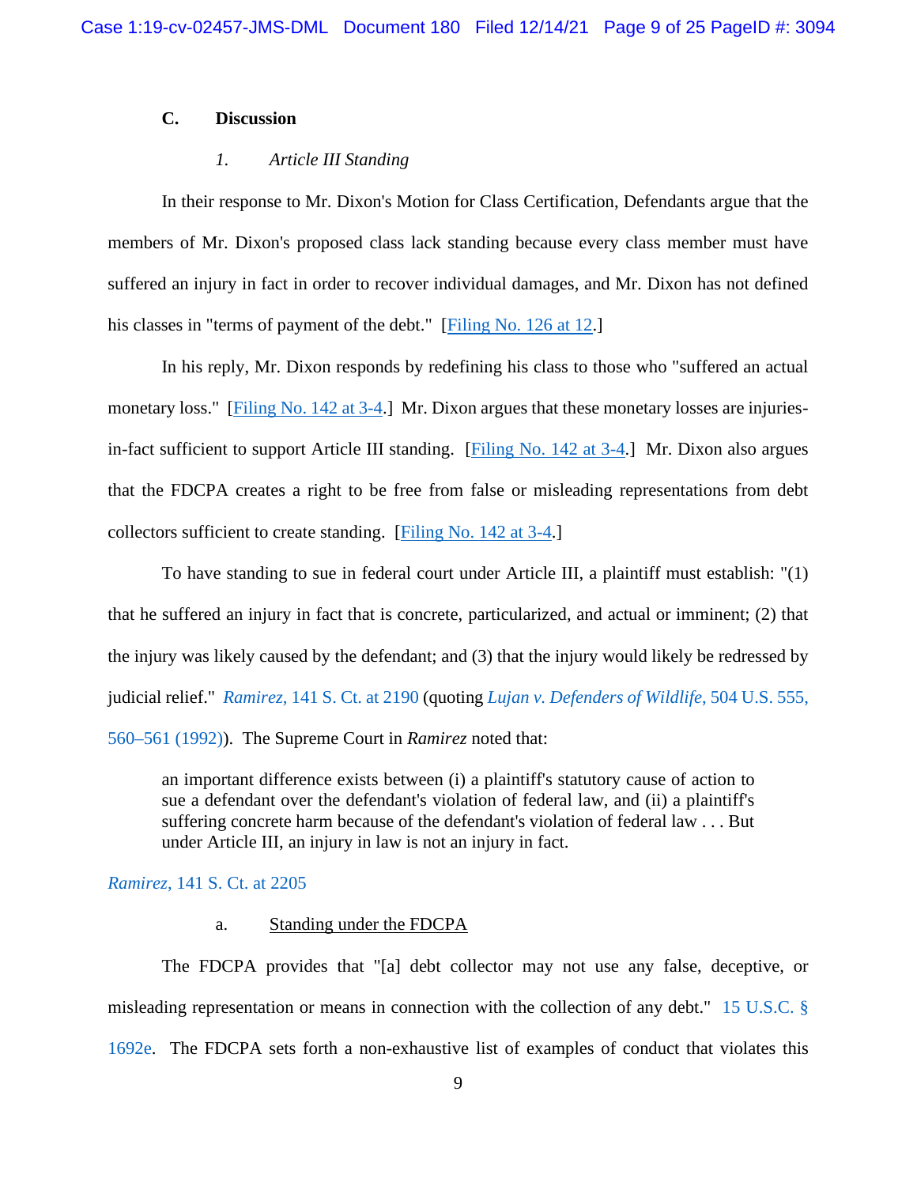### C. Discussion

#### *1. Article III Standing*

In their response to Mr. Dixon's Motion for Class Certification, Defendants argue that the members of Mr. Dixon's proposed class lack standing because every class member must have suffered an injury in fact in order to recover individual damages, and Mr. Dixon has not defined his classes in "terms of payment of the debt." [Filing No. 126 at 12.]

In his reply, Mr. Dixon responds by redefining his class to those who "suffered an actual monetary loss." [Filing No. 142 at 3-4.] Mr. Dixon argues that these monetary losses are injuries-in-fact sufficient to support Article III standing. [Filing No. 142 at 3-4.] Mr. Dixon also argues that the FDCPA creates a right to be free from false or misleading representations from debt collectors sufficient to create standing. [Filing No. 142 at 3-4.]

To have standing to sue in federal court under Article III, a plaintiff must establish: "(1) that he suffered an injury in fact that is concrete, particularized, and actual or imminent; (2) that the injury was likely caused by the defendant; and (3) that the injury would likely be redressed by judicial relief." *Ramirez*, 141 S. Ct. at 2190 (quoting *Lujan v. Defenders of Wildlife*, 504 U.S. 555, 560–561 (1992)). The Supreme Court in *Ramirez* noted that:

> an important difference exists between (i) a plaintiff's statutory cause of action to sue a defendant over the defendant's violation of federal law, and (ii) a plaintiff's suffering concrete harm because of the defendant's violation of federal law . . . But under Article III, an injury in law is not an injury in fact.

*Ramirez*, 141 S. Ct. at 2205

##### a. Standing under the FDCPA

The FDCPA provides that "[a] debt collector may not use any false, deceptive, or misleading representation or means in connection with the collection of any debt." 15 U.S.C. § 1692e. The FDCPA sets forth a non-exhaustive list of examples of conduct that violates this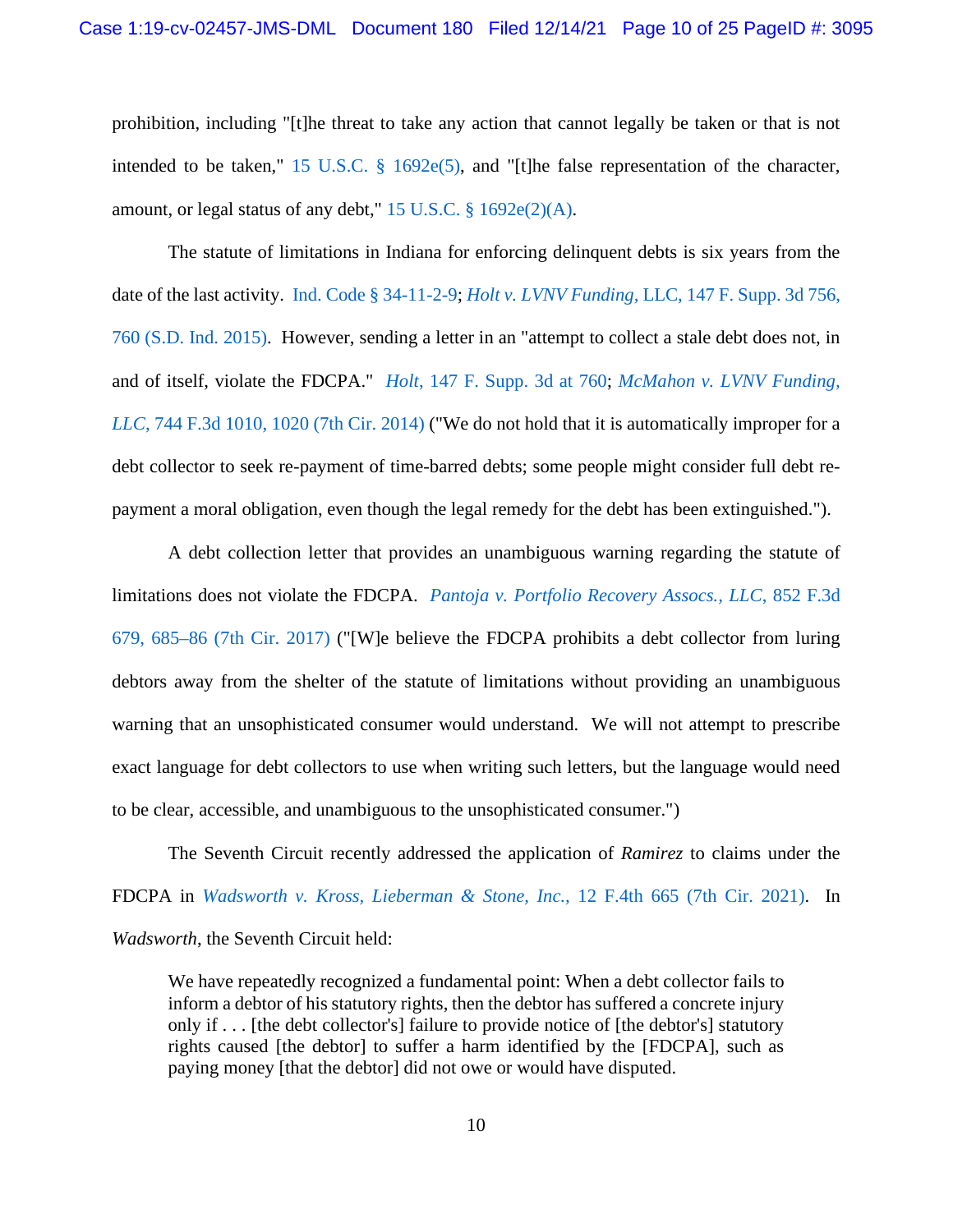prohibition, including "[t]he threat to take any action that cannot legally be taken or that is not intended to be taken," 15 U.S.C. § 1692e(5), and "[t]he false representation of the character, amount, or legal status of any debt," 15 U.S.C. § 1692e(2)(A).

The statute of limitations in Indiana for enforcing delinquent debts is six years from the date of the last activity. Ind. Code § 34-11-2-9; *Holt v. LVNV Funding*, LLC, 147 F. Supp. 3d 756, 760 (S.D. Ind. 2015). However, sending a letter in an "attempt to collect a stale debt does not, in and of itself, violate the FDCPA." *Holt*, 147 F. Supp. 3d at 760; *McMahon v. LVNV Funding, LLC*, 744 F.3d 1010, 1020 (7th Cir. 2014) ("We do not hold that it is automatically improper for a debt collector to seek re-payment of time-barred debts; some people might consider full debt re-payment a moral obligation, even though the legal remedy for the debt has been extinguished.").

A debt collection letter that provides an unambiguous warning regarding the statute of limitations does not violate the FDCPA. *Pantoja v. Portfolio Recovery Assocs., LLC*, 852 F.3d 679, 685–86 (7th Cir. 2017) ("[W]e believe the FDCPA prohibits a debt collector from luring debtors away from the shelter of the statute of limitations without providing an unambiguous warning that an unsophisticated consumer would understand. We will not attempt to prescribe exact language for debt collectors to use when writing such letters, but the language would need to be clear, accessible, and unambiguous to the unsophisticated consumer.")

The Seventh Circuit recently addressed the application of *Ramirez* to claims under the FDCPA in *Wadsworth v. Kross, Lieberman & Stone, Inc.*, 12 F.4th 665 (7th Cir. 2021). In *Wadsworth*, the Seventh Circuit held:

> We have repeatedly recognized a fundamental point: When a debt collector fails to inform a debtor of his statutory rights, then the debtor has suffered a concrete injury only if . . . [the debt collector's] failure to provide notice of [the debtor's] statutory rights caused [the debtor] to suffer a harm identified by the [FDCPA], such as paying money [that the debtor] did not owe or would have disputed.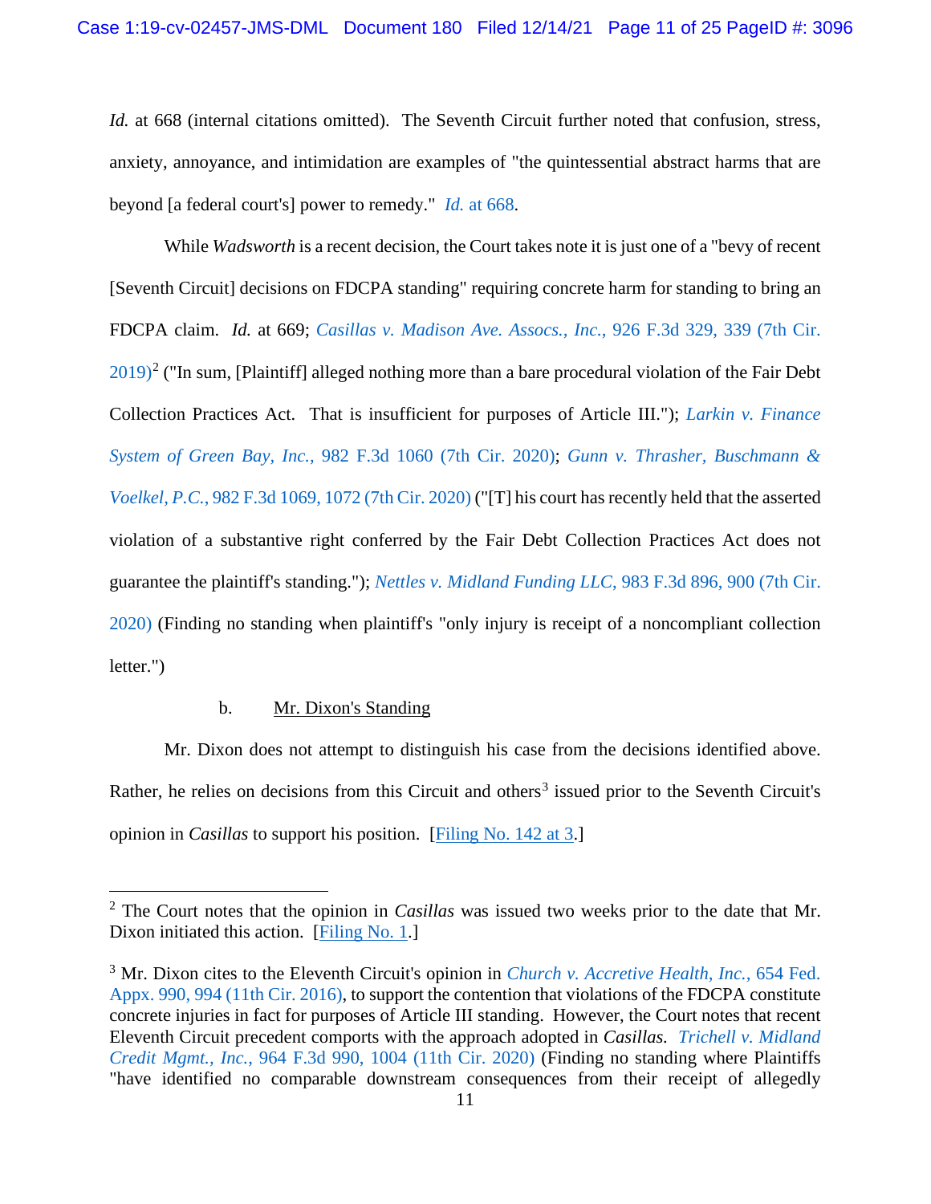*Id.* at 668 (internal citations omitted). The Seventh Circuit further noted that confusion, stress, anxiety, annoyance, and intimidation are examples of "the quintessential abstract harms that are beyond [a federal court's] power to remedy." *Id.* at 668.

While *Wadsworth* is a recent decision, the Court takes note it is just one of a "bevy of recent [Seventh Circuit] decisions on FDCPA standing" requiring concrete harm for standing to bring an FDCPA claim. *Id.* at 669; *Casillas v. Madison Ave. Assocs., Inc.*, 926 F.3d 329, 339 (7th Cir. 2019)[2] ("In sum, [Plaintiff] alleged nothing more than a bare procedural violation of the Fair Debt Collection Practices Act. That is insufficient for purposes of Article III."); *Larkin v. Finance System of Green Bay, Inc.*, 982 F.3d 1060 (7th Cir. 2020); *Gunn v. Thrasher, Buschmann & Voelkel, P.C.*, 982 F.3d 1069, 1072 (7th Cir. 2020) ("[T]his court has recently held that the asserted violation of a substantive right conferred by the Fair Debt Collection Practices Act does not guarantee the plaintiff's standing."); *Nettles v. Midland Funding LLC*, 983 F.3d 896, 900 (7th Cir. 2020) (Finding no standing when plaintiff's "only injury is receipt of a noncompliant collection letter.")

b. <u>Mr. Dixon's Standing</u>

Mr. Dixon does not attempt to distinguish his case from the decisions identified above. Rather, he relies on decisions from this Circuit and others[3] issued prior to the Seventh Circuit's opinion in *Casillas* to support his position. [Filing No. 142 at 3.]

---

[2] The Court notes that the opinion in *Casillas* was issued two weeks prior to the date that Mr. Dixon initiated this action. [Filing No. 1.]

[3] Mr. Dixon cites to the Eleventh Circuit's opinion in *Church v. Accretive Health, Inc.*, 654 Fed. Appx. 990, 994 (11th Cir. 2016), to support the contention that violations of the FDCPA constitute concrete injuries in fact for purposes of Article III standing. However, the Court notes that recent Eleventh Circuit precedent comports with the approach adopted in *Casillas*. *Trichell v. Midland Credit Mgmt., Inc.*, 964 F.3d 990, 1004 (11th Cir. 2020) (Finding no standing where Plaintiffs "have identified no comparable downstream consequences from their receipt of allegedly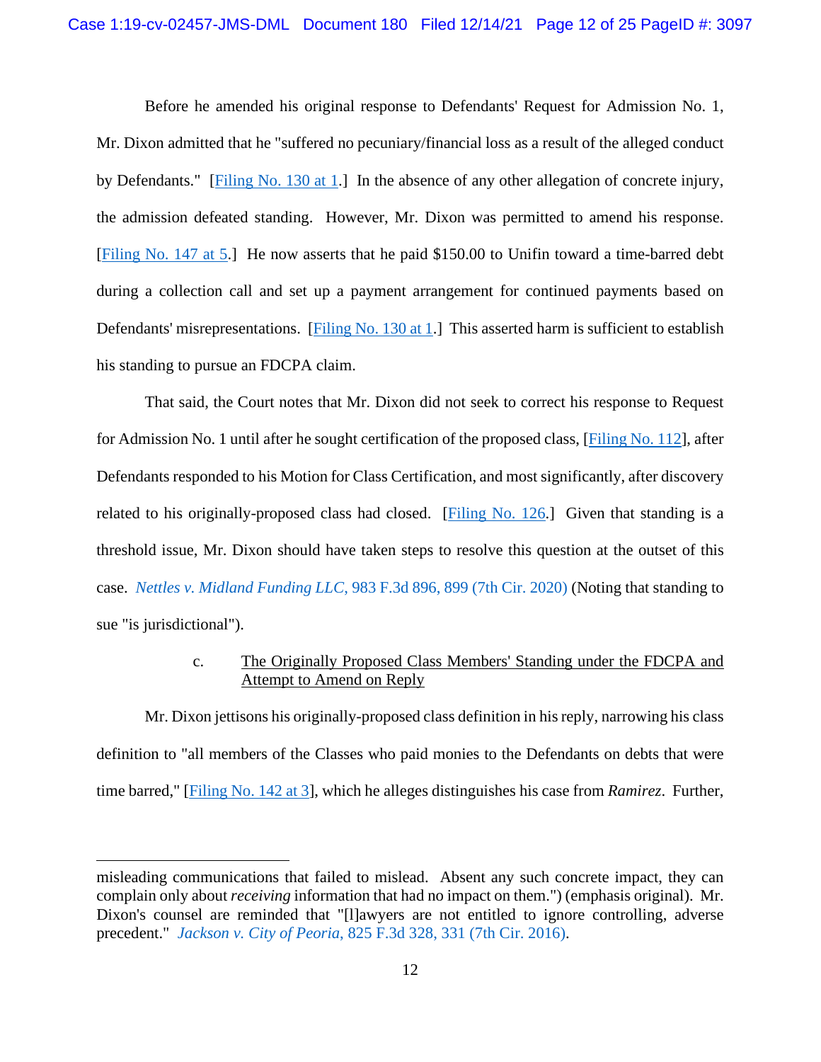Before he amended his original response to Defendants' Request for Admission No. 1, Mr. Dixon admitted that he "suffered no pecuniary/financial loss as a result of the alleged conduct by Defendants." [Filing No. 130 at 1.] In the absence of any other allegation of concrete injury, the admission defeated standing. However, Mr. Dixon was permitted to amend his response. [Filing No. 147 at 5.] He now asserts that he paid $150.00 to Unifin toward a time-barred debt during a collection call and set up a payment arrangement for continued payments based on Defendants' misrepresentations. [Filing No. 130 at 1.] This asserted harm is sufficient to establish his standing to pursue an FDCPA claim.

That said, the Court notes that Mr. Dixon did not seek to correct his response to Request for Admission No. 1 until after he sought certification of the proposed class, [Filing No. 112], after Defendants responded to his Motion for Class Certification, and most significantly, after discovery related to his originally-proposed class had closed. [Filing No. 126.] Given that standing is a threshold issue, Mr. Dixon should have taken steps to resolve this question at the outset of this case. *Nettles v. Midland Funding LLC*, 983 F.3d 896, 899 (7th Cir. 2020) (Noting that standing to sue "is jurisdictional").

c. The Originally Proposed Class Members' Standing under the FDCPA and Attempt to Amend on Reply

Mr. Dixon jettisons his originally-proposed class definition in his reply, narrowing his class definition to "all members of the Classes who paid monies to the Defendants on debts that were time barred," [Filing No. 142 at 3], which he alleges distinguishes his case from *Ramirez*. Further,

---

misleading communications that failed to mislead. Absent any such concrete impact, they can complain only about *receiving* information that had no impact on them.") (emphasis original). Mr. Dixon's counsel are reminded that "[l]awyers are not entitled to ignore controlling, adverse precedent." *Jackson v. City of Peoria*, 825 F.3d 328, 331 (7th Cir. 2016).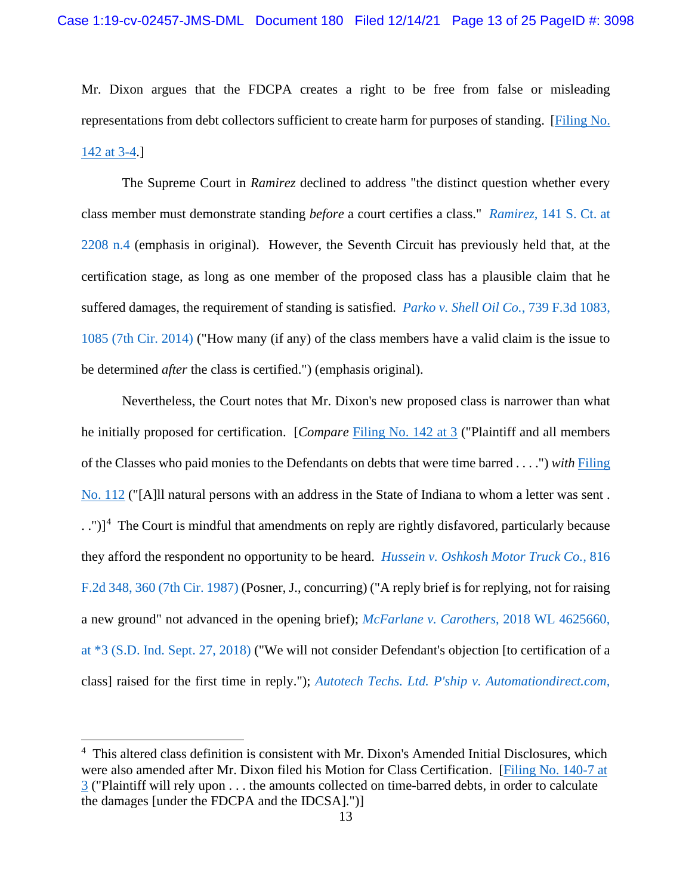Mr. Dixon argues that the FDCPA creates a right to be free from false or misleading representations from debt collectors sufficient to create harm for purposes of standing. [Filing No. 142 at 3-4.]

The Supreme Court in *Ramirez* declined to address "the distinct question whether every class member must demonstrate standing *before* a court certifies a class." *Ramirez*, 141 S. Ct. at 2208 n.4 (emphasis in original). However, the Seventh Circuit has previously held that, at the certification stage, as long as one member of the proposed class has a plausible claim that he suffered damages, the requirement of standing is satisfied. *Parko v. Shell Oil Co.*, 739 F.3d 1083, 1085 (7th Cir. 2014) ("How many (if any) of the class members have a valid claim is the issue to be determined *after* the class is certified.") (emphasis original).

Nevertheless, the Court notes that Mr. Dixon's new proposed class is narrower than what he initially proposed for certification. [*Compare* Filing No. 142 at 3 ("Plaintiff and all members of the Classes who paid monies to the Defendants on debts that were time barred . . . .") *with* Filing No. 112 ("[A]ll natural persons with an address in the State of Indiana to whom a letter was sent . . .")][4] The Court is mindful that amendments on reply are rightly disfavored, particularly because they afford the respondent no opportunity to be heard. *Hussein v. Oshkosh Motor Truck Co.*, 816 F.2d 348, 360 (7th Cir. 1987) (Posner, J., concurring) ("A reply brief is for replying, not for raising a new ground" not advanced in the opening brief); *McFarlane v. Carothers*, 2018 WL 4625660, at *3 (S.D. Ind. Sept. 27, 2018) ("We will not consider Defendant's objection [to certification of a class] raised for the first time in reply."); *Autotech Techs. Ltd. P'ship v. Automationdirect.com,*

---

[4] This altered class definition is consistent with Mr. Dixon's Amended Initial Disclosures, which were also amended after Mr. Dixon filed his Motion for Class Certification. [Filing No. 140-7 at 3 ("Plaintiff will rely upon . . . the amounts collected on time-barred debts, in order to calculate the damages [under the FDCPA and the IDCSA].")]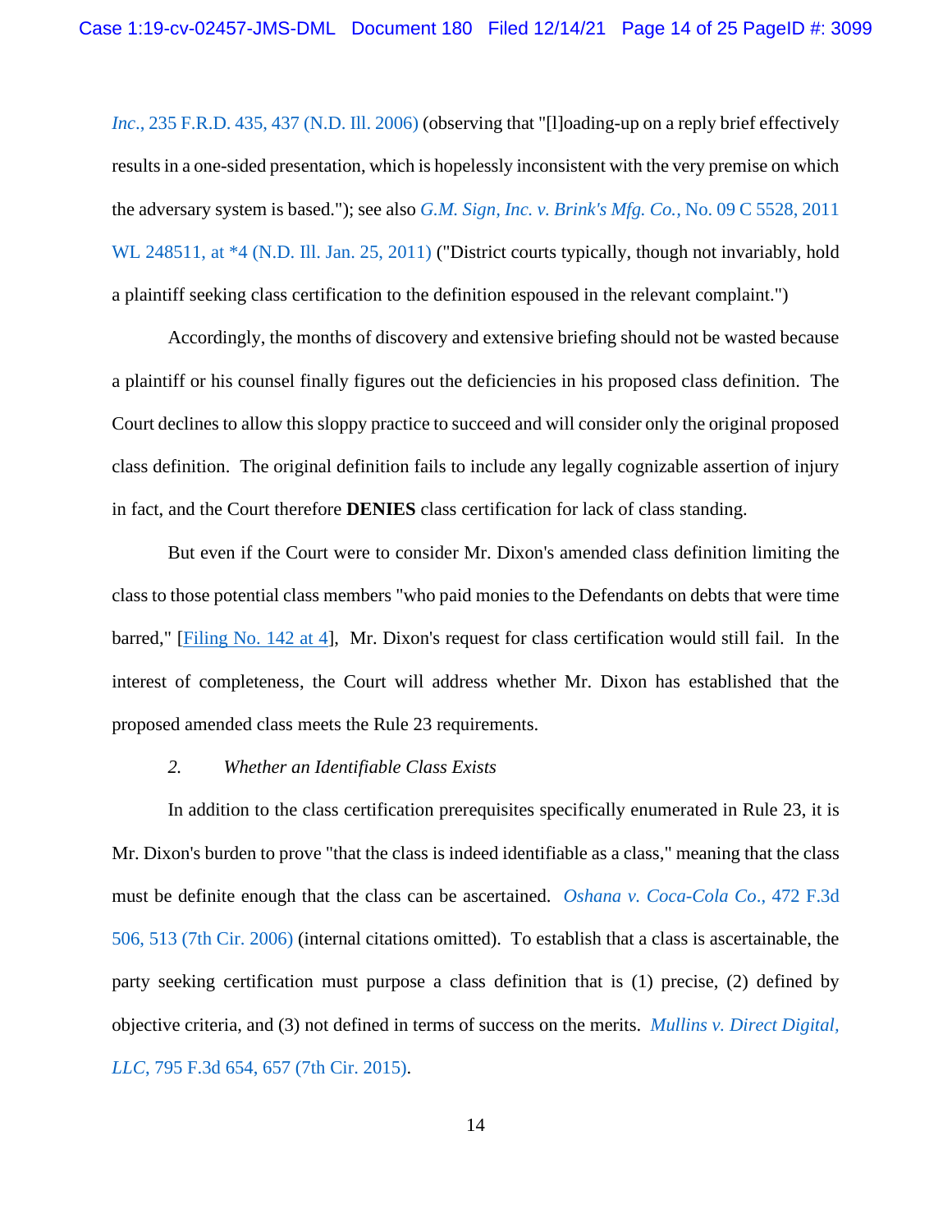*Inc.*, 235 F.R.D. 435, 437 (N.D. Ill. 2006) (observing that "[l]oading-up on a reply brief effectively results in a one-sided presentation, which is hopelessly inconsistent with the very premise on which the adversary system is based."); see also *G.M. Sign, Inc. v. Brink's Mfg. Co.*, No. 09 C 5528, 2011 WL 248511, at *4 (N.D. Ill. Jan. 25, 2011) ("District courts typically, though not invariably, hold a plaintiff seeking class certification to the definition espoused in the relevant complaint.")

Accordingly, the months of discovery and extensive briefing should not be wasted because a plaintiff or his counsel finally figures out the deficiencies in his proposed class definition. The Court declines to allow this sloppy practice to succeed and will consider only the original proposed class definition. The original definition fails to include any legally cognizable assertion of injury in fact, and the Court therefore **DENIES** class certification for lack of class standing.

But even if the Court were to consider Mr. Dixon's amended class definition limiting the class to those potential class members "who paid monies to the Defendants on debts that were time barred," [Filing No. 142 at 4], Mr. Dixon's request for class certification would still fail. In the interest of completeness, the Court will address whether Mr. Dixon has established that the proposed amended class meets the Rule 23 requirements.

*2. Whether an Identifiable Class Exists*

In addition to the class certification prerequisites specifically enumerated in Rule 23, it is Mr. Dixon's burden to prove "that the class is indeed identifiable as a class," meaning that the class must be definite enough that the class can be ascertained. *Oshana v. Coca-Cola Co.*, 472 F.3d 506, 513 (7th Cir. 2006) (internal citations omitted). To establish that a class is ascertainable, the party seeking certification must purpose a class definition that is (1) precise, (2) defined by objective criteria, and (3) not defined in terms of success on the merits. *Mullins v. Direct Digital, LLC*, 795 F.3d 654, 657 (7th Cir. 2015).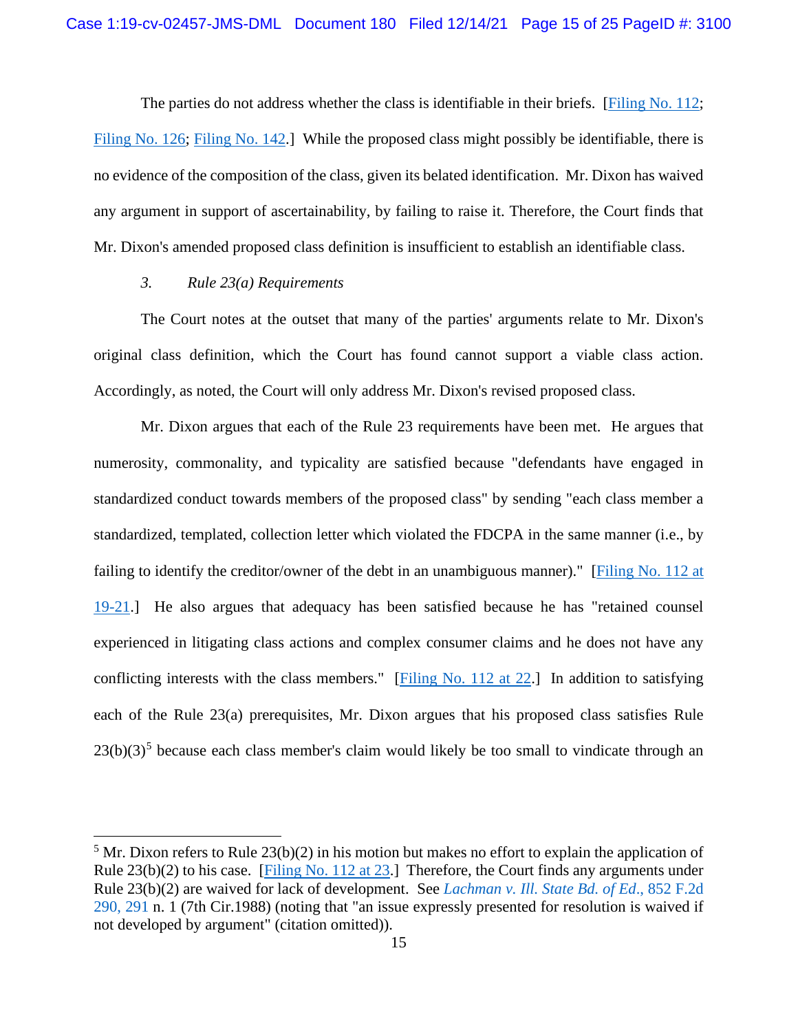The parties do not address whether the class is identifiable in their briefs. [Filing No. 112; Filing No. 126; Filing No. 142.] While the proposed class might possibly be identifiable, there is no evidence of the composition of the class, given its belated identification. Mr. Dixon has waived any argument in support of ascertainability, by failing to raise it. Therefore, the Court finds that Mr. Dixon's amended proposed class definition is insufficient to establish an identifiable class.

*3. Rule 23(a) Requirements*

The Court notes at the outset that many of the parties' arguments relate to Mr. Dixon's original class definition, which the Court has found cannot support a viable class action. Accordingly, as noted, the Court will only address Mr. Dixon's revised proposed class.

Mr. Dixon argues that each of the Rule 23 requirements have been met. He argues that numerosity, commonality, and typicality are satisfied because "defendants have engaged in standardized conduct towards members of the proposed class" by sending "each class member a standardized, templated, collection letter which violated the FDCPA in the same manner (i.e., by failing to identify the creditor/owner of the debt in an unambiguous manner)." [Filing No. 112 at 19-21.] He also argues that adequacy has been satisfied because he has "retained counsel experienced in litigating class actions and complex consumer claims and he does not have any conflicting interests with the class members." [Filing No. 112 at 22.] In addition to satisfying each of the Rule 23(a) prerequisites, Mr. Dixon argues that his proposed class satisfies Rule 23(b)(3)[5] because each class member's claim would likely be too small to vindicate through an

---

[5] Mr. Dixon refers to Rule 23(b)(2) in his motion but makes no effort to explain the application of Rule 23(b)(2) to his case. [Filing No. 112 at 23.] Therefore, the Court finds any arguments under Rule 23(b)(2) are waived for lack of development. See *Lachman v. Ill. State Bd. of Ed.*, 852 F.2d 290, 291 n. 1 (7th Cir.1988) (noting that "an issue expressly presented for resolution is waived if not developed by argument" (citation omitted)).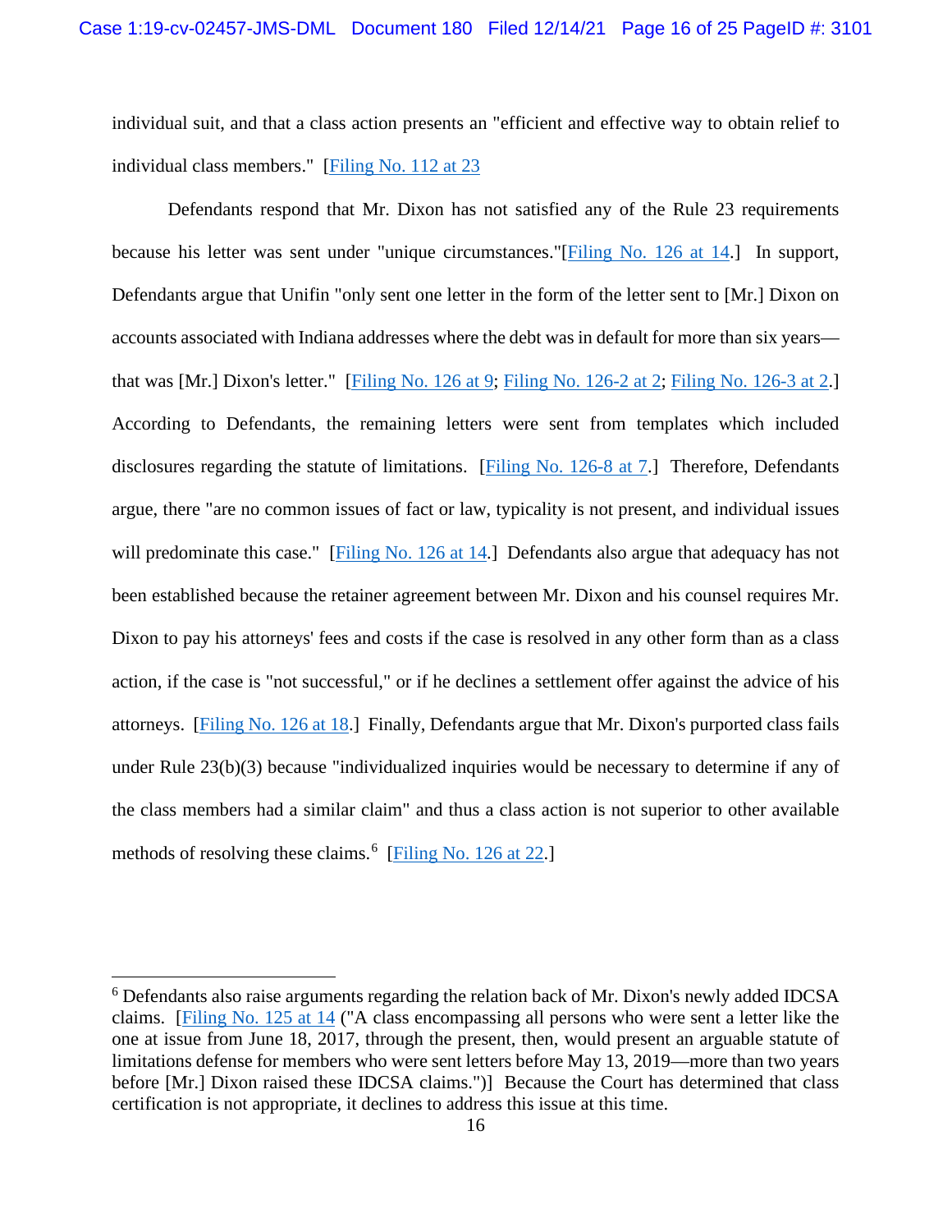individual suit, and that a class action presents an "efficient and effective way to obtain relief to individual class members." [Filing No. 112 at 23

Defendants respond that Mr. Dixon has not satisfied any of the Rule 23 requirements because his letter was sent under "unique circumstances."[Filing No. 126 at 14.] In support, Defendants argue that Unifin "only sent one letter in the form of the letter sent to [Mr.] Dixon on accounts associated with Indiana addresses where the debt was in default for more than six years—that was [Mr.] Dixon's letter." [Filing No. 126 at 9; Filing No. 126-2 at 2; Filing No. 126-3 at 2.] According to Defendants, the remaining letters were sent from templates which included disclosures regarding the statute of limitations. [Filing No. 126-8 at 7.] Therefore, Defendants argue, there "are no common issues of fact or law, typicality is not present, and individual issues will predominate this case." [Filing No. 126 at 14.] Defendants also argue that adequacy has not been established because the retainer agreement between Mr. Dixon and his counsel requires Mr. Dixon to pay his attorneys' fees and costs if the case is resolved in any other form than as a class action, if the case is "not successful," or if he declines a settlement offer against the advice of his attorneys. [Filing No. 126 at 18.] Finally, Defendants argue that Mr. Dixon's purported class fails under Rule 23(b)(3) because "individualized inquiries would be necessary to determine if any of the class members had a similar claim" and thus a class action is not superior to other available methods of resolving these claims.[6] [Filing No. 126 at 22.]

---

[6] Defendants also raise arguments regarding the relation back of Mr. Dixon's newly added IDCSA claims. [Filing No. 125 at 14 ("A class encompassing all persons who were sent a letter like the one at issue from June 18, 2017, through the present, then, would present an arguable statute of limitations defense for members who were sent letters before May 13, 2019—more than two years before [Mr.] Dixon raised these IDCSA claims.")] Because the Court has determined that class certification is not appropriate, it declines to address this issue at this time.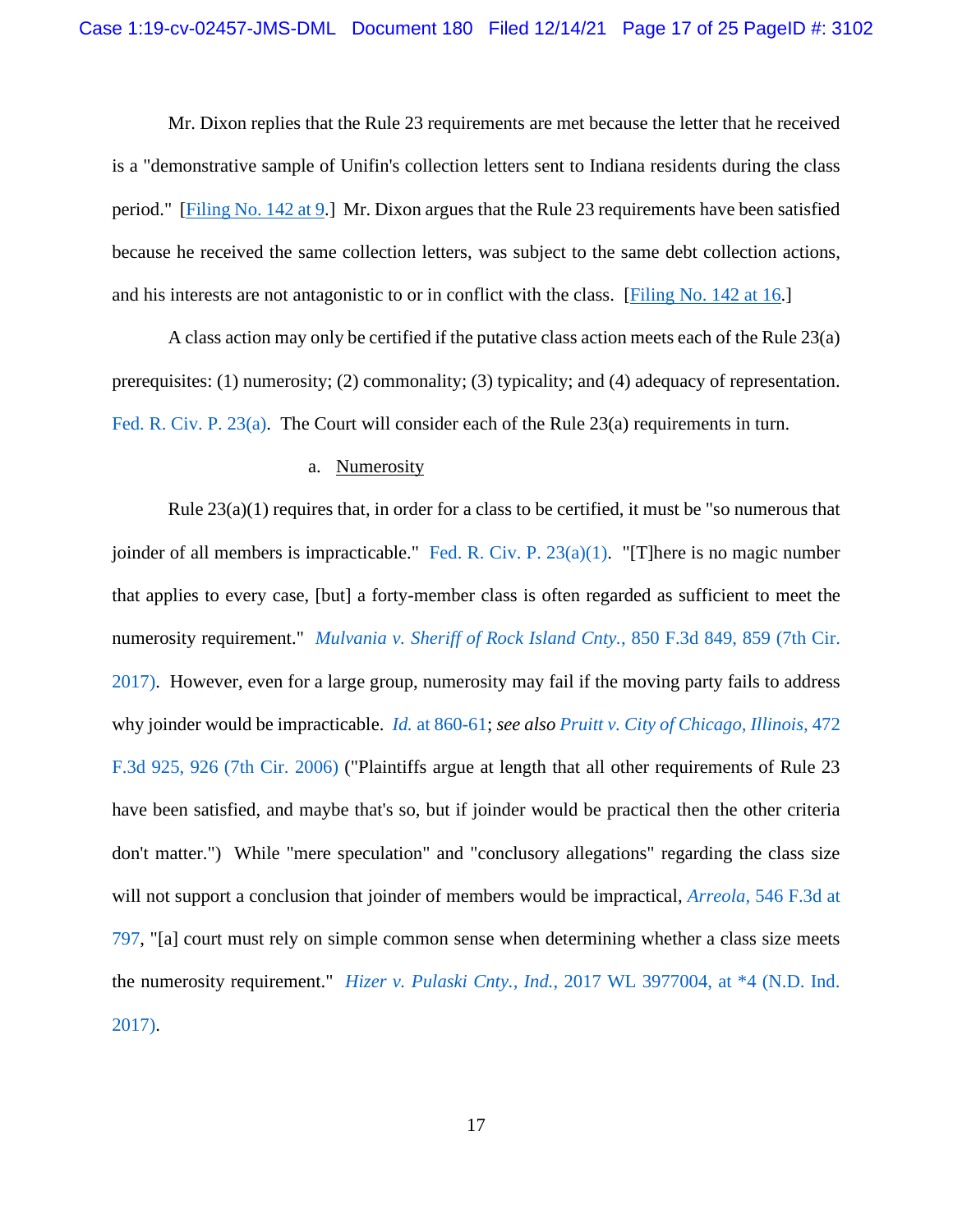Mr. Dixon replies that the Rule 23 requirements are met because the letter that he received is a "demonstrative sample of Unifin's collection letters sent to Indiana residents during the class period." [Filing No. 142 at 9.] Mr. Dixon argues that the Rule 23 requirements have been satisfied because he received the same collection letters, was subject to the same debt collection actions, and his interests are not antagonistic to or in conflict with the class. [Filing No. 142 at 16.]

A class action may only be certified if the putative class action meets each of the Rule 23(a) prerequisites: (1) numerosity; (2) commonality; (3) typicality; and (4) adequacy of representation. Fed. R. Civ. P. 23(a). The Court will consider each of the Rule 23(a) requirements in turn.

a. Numerosity

Rule 23(a)(1) requires that, in order for a class to be certified, it must be "so numerous that joinder of all members is impracticable." Fed. R. Civ. P. 23(a)(1). "[T]here is no magic number that applies to every case, [but] a forty-member class is often regarded as sufficient to meet the numerosity requirement." *Mulvania v. Sheriff of Rock Island Cnty.*, 850 F.3d 849, 859 (7th Cir. 2017). However, even for a large group, numerosity may fail if the moving party fails to address why joinder would be impracticable. *Id.* at 860-61; *see also Pruitt v. City of Chicago, Illinois*, 472 F.3d 925, 926 (7th Cir. 2006) ("Plaintiffs argue at length that all other requirements of Rule 23 have been satisfied, and maybe that's so, but if joinder would be practical then the other criteria don't matter.") While "mere speculation" and "conclusory allegations" regarding the class size will not support a conclusion that joinder of members would be impractical, *Arreola*, 546 F.3d at 797, "[a] court must rely on simple common sense when determining whether a class size meets the numerosity requirement." *Hizer v. Pulaski Cnty., Ind.*, 2017 WL 3977004, at *4 (N.D. Ind. 2017).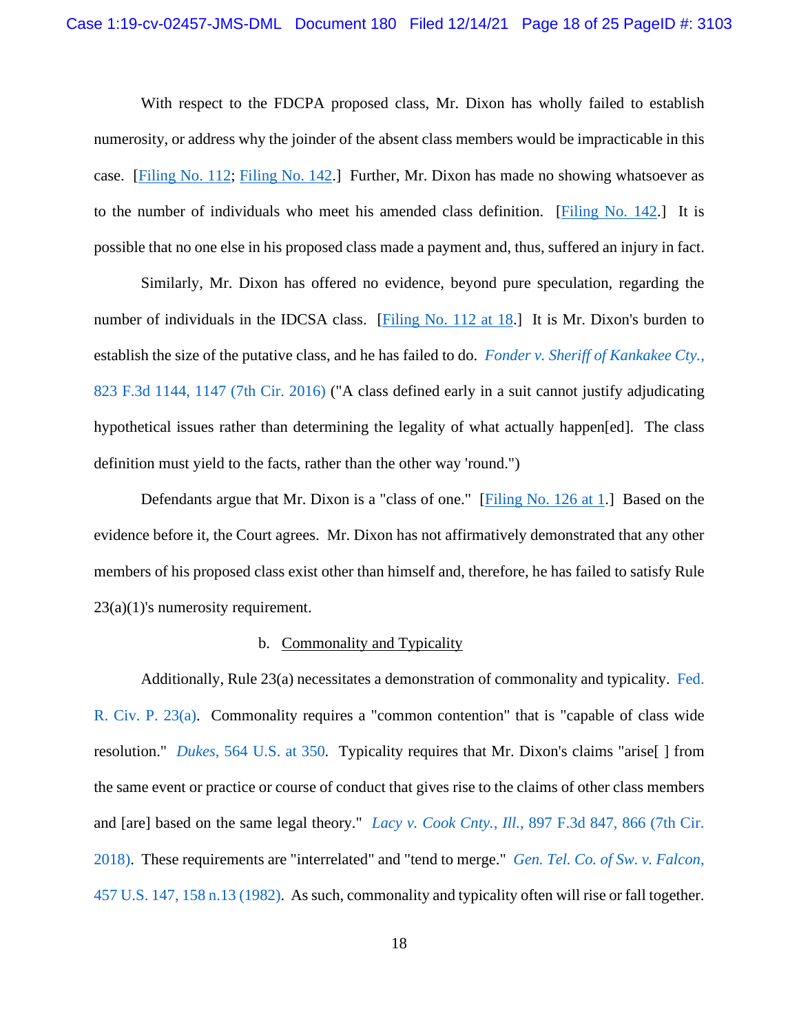With respect to the FDCPA proposed class, Mr. Dixon has wholly failed to establish numerosity, or address why the joinder of the absent class members would be impracticable in this case. [Filing No. 112; Filing No. 142.] Further, Mr. Dixon has made no showing whatsoever as to the number of individuals who meet his amended class definition. [Filing No. 142.] It is possible that no one else in his proposed class made a payment and, thus, suffered an injury in fact.

Similarly, Mr. Dixon has offered no evidence, beyond pure speculation, regarding the number of individuals in the IDCSA class. [Filing No. 112 at 18.] It is Mr. Dixon's burden to establish the size of the putative class, and he has failed to do. *Fonder v. Sheriff of Kankakee Cty.*, 823 F.3d 1144, 1147 (7th Cir. 2016) ("A class defined early in a suit cannot justify adjudicating hypothetical issues rather than determining the legality of what actually happen[ed]. The class definition must yield to the facts, rather than the other way 'round.")

Defendants argue that Mr. Dixon is a "class of one." [Filing No. 126 at 1.] Based on the evidence before it, the Court agrees. Mr. Dixon has not affirmatively demonstrated that any other members of his proposed class exist other than himself and, therefore, he has failed to satisfy Rule 23(a)(1)'s numerosity requirement.

b. Commonality and Typicality

Additionally, Rule 23(a) necessitates a demonstration of commonality and typicality. Fed. R. Civ. P. 23(a). Commonality requires a "common contention" that is "capable of class wide resolution." *Dukes*, 564 U.S. at 350. Typicality requires that Mr. Dixon's claims "arise[ ] from the same event or practice or course of conduct that gives rise to the claims of other class members and [are] based on the same legal theory." *Lacy v. Cook Cnty., Ill.*, 897 F.3d 847, 866 (7th Cir. 2018). These requirements are "interrelated" and "tend to merge." *Gen. Tel. Co. of Sw. v. Falcon*, 457 U.S. 147, 158 n.13 (1982). As such, commonality and typicality often will rise or fall together.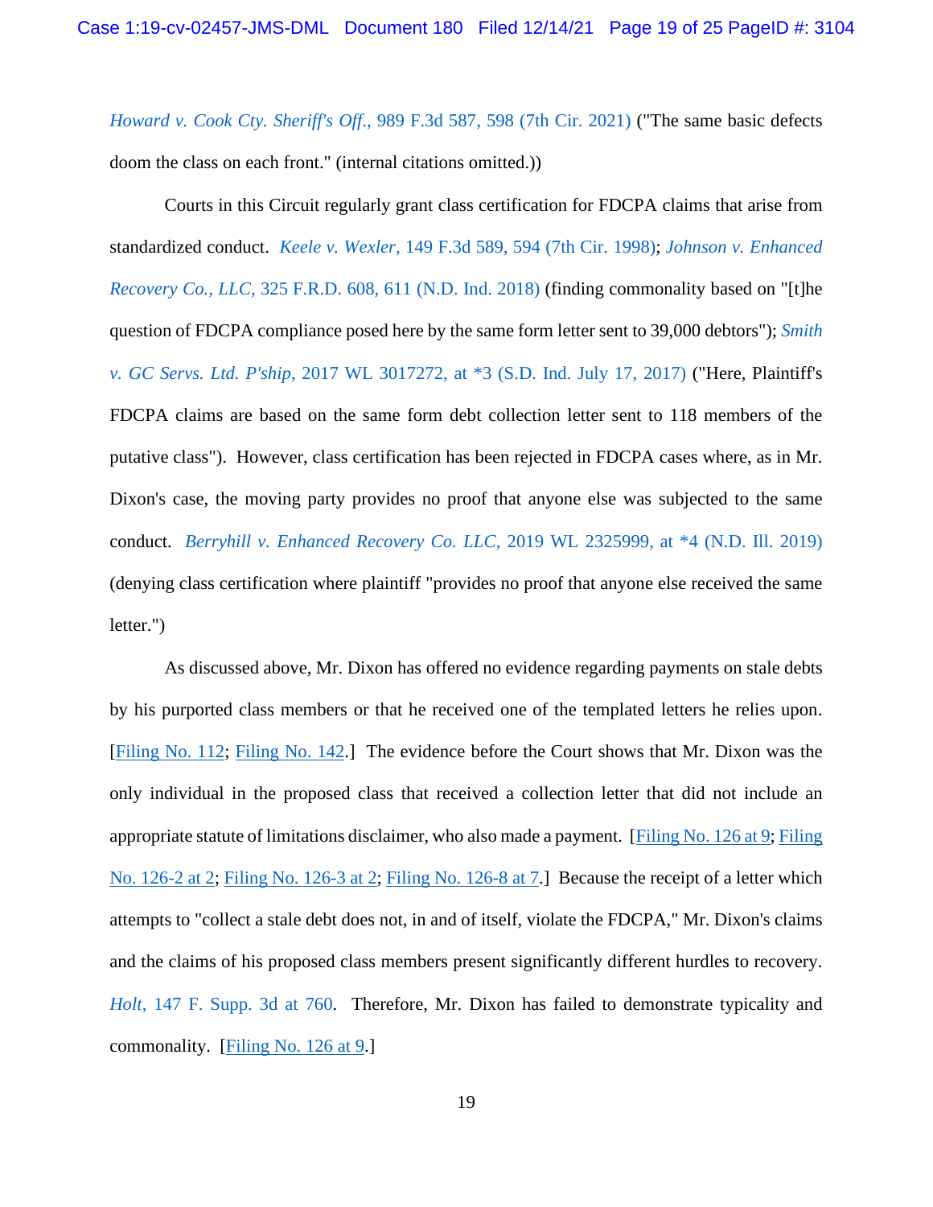*Howard v. Cook Cty. Sheriff's Off.*, 989 F.3d 587, 598 (7th Cir. 2021) ("The same basic defects doom the class on each front." (internal citations omitted.))

Courts in this Circuit regularly grant class certification for FDCPA claims that arise from standardized conduct. *Keele v. Wexler*, 149 F.3d 589, 594 (7th Cir. 1998); *Johnson v. Enhanced Recovery Co., LLC*, 325 F.R.D. 608, 611 (N.D. Ind. 2018) (finding commonality based on "[t]he question of FDCPA compliance posed here by the same form letter sent to 39,000 debtors"); *Smith v. GC Servs. Ltd. P'ship*, 2017 WL 3017272, at *3 (S.D. Ind. July 17, 2017) ("Here, Plaintiff's FDCPA claims are based on the same form debt collection letter sent to 118 members of the putative class"). However, class certification has been rejected in FDCPA cases where, as in Mr. Dixon's case, the moving party provides no proof that anyone else was subjected to the same conduct. *Berryhill v. Enhanced Recovery Co. LLC*, 2019 WL 2325999, at *4 (N.D. Ill. 2019) (denying class certification where plaintiff "provides no proof that anyone else received the same letter.")

As discussed above, Mr. Dixon has offered no evidence regarding payments on stale debts by his purported class members or that he received one of the templated letters he relies upon. [Filing No. 112; Filing No. 142.] The evidence before the Court shows that Mr. Dixon was the only individual in the proposed class that received a collection letter that did not include an appropriate statute of limitations disclaimer, who also made a payment. [Filing No. 126 at 9; Filing No. 126-2 at 2; Filing No. 126-3 at 2; Filing No. 126-8 at 7.] Because the receipt of a letter which attempts to "collect a stale debt does not, in and of itself, violate the FDCPA," Mr. Dixon's claims and the claims of his proposed class members present significantly different hurdles to recovery. *Holt*, 147 F. Supp. 3d at 760. Therefore, Mr. Dixon has failed to demonstrate typicality and commonality. [Filing No. 126 at 9.]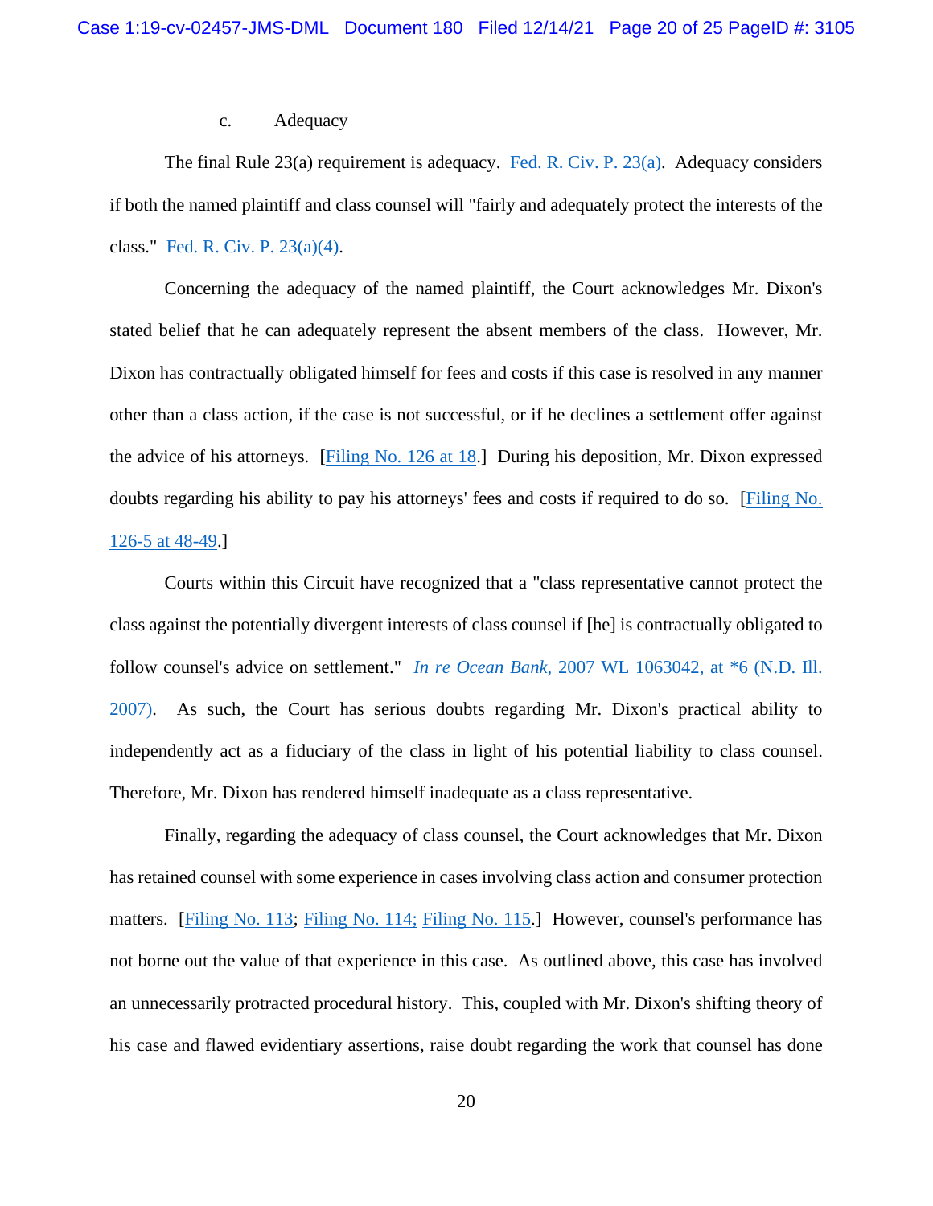c. Adequacy

The final Rule 23(a) requirement is adequacy. Fed. R. Civ. P. 23(a). Adequacy considers if both the named plaintiff and class counsel will "fairly and adequately protect the interests of the class." Fed. R. Civ. P. 23(a)(4).

Concerning the adequacy of the named plaintiff, the Court acknowledges Mr. Dixon's stated belief that he can adequately represent the absent members of the class. However, Mr. Dixon has contractually obligated himself for fees and costs if this case is resolved in any manner other than a class action, if the case is not successful, or if he declines a settlement offer against the advice of his attorneys. [Filing No. 126 at 18.] During his deposition, Mr. Dixon expressed doubts regarding his ability to pay his attorneys' fees and costs if required to do so. [Filing No. 126-5 at 48-49.]

Courts within this Circuit have recognized that a "class representative cannot protect the class against the potentially divergent interests of class counsel if [he] is contractually obligated to follow counsel's advice on settlement." *In re Ocean Bank*, 2007 WL 1063042, at *6 (N.D. Ill. 2007). As such, the Court has serious doubts regarding Mr. Dixon's practical ability to independently act as a fiduciary of the class in light of his potential liability to class counsel. Therefore, Mr. Dixon has rendered himself inadequate as a class representative.

Finally, regarding the adequacy of class counsel, the Court acknowledges that Mr. Dixon has retained counsel with some experience in cases involving class action and consumer protection matters. [Filing No. 113; Filing No. 114; Filing No. 115.] However, counsel's performance has not borne out the value of that experience in this case. As outlined above, this case has involved an unnecessarily protracted procedural history. This, coupled with Mr. Dixon's shifting theory of his case and flawed evidentiary assertions, raise doubt regarding the work that counsel has done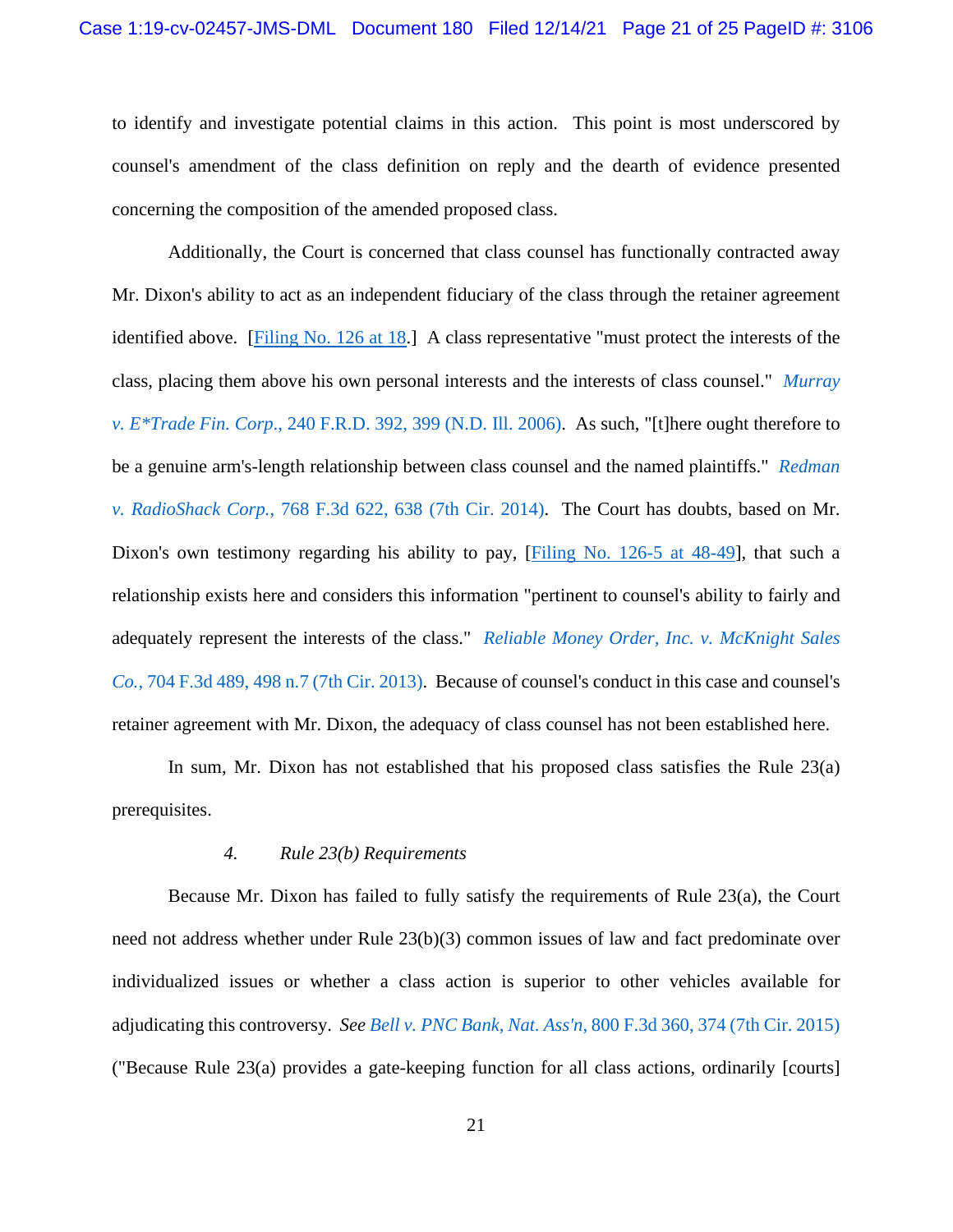to identify and investigate potential claims in this action. This point is most underscored by counsel's amendment of the class definition on reply and the dearth of evidence presented concerning the composition of the amended proposed class.

Additionally, the Court is concerned that class counsel has functionally contracted away Mr. Dixon's ability to act as an independent fiduciary of the class through the retainer agreement identified above. [Filing No. 126 at 18.] A class representative "must protect the interests of the class, placing them above his own personal interests and the interests of class counsel." *Murray v. E*Trade Fin. Corp.*, 240 F.R.D. 392, 399 (N.D. Ill. 2006). As such, "[t]here ought therefore to be a genuine arm's-length relationship between class counsel and the named plaintiffs." *Redman v. RadioShack Corp.*, 768 F.3d 622, 638 (7th Cir. 2014). The Court has doubts, based on Mr. Dixon's own testimony regarding his ability to pay, [Filing No. 126-5 at 48-49], that such a relationship exists here and considers this information "pertinent to counsel's ability to fairly and adequately represent the interests of the class." *Reliable Money Order, Inc. v. McKnight Sales Co.*, 704 F.3d 489, 498 n.7 (7th Cir. 2013). Because of counsel's conduct in this case and counsel's retainer agreement with Mr. Dixon, the adequacy of class counsel has not been established here.

In sum, Mr. Dixon has not established that his proposed class satisfies the Rule 23(a) prerequisites.

#### *4. Rule 23(b) Requirements*

Because Mr. Dixon has failed to fully satisfy the requirements of Rule 23(a), the Court need not address whether under Rule 23(b)(3) common issues of law and fact predominate over individualized issues or whether a class action is superior to other vehicles available for adjudicating this controversy. *See Bell v. PNC Bank, Nat. Ass'n*, 800 F.3d 360, 374 (7th Cir. 2015) ("Because Rule 23(a) provides a gate-keeping function for all class actions, ordinarily [courts]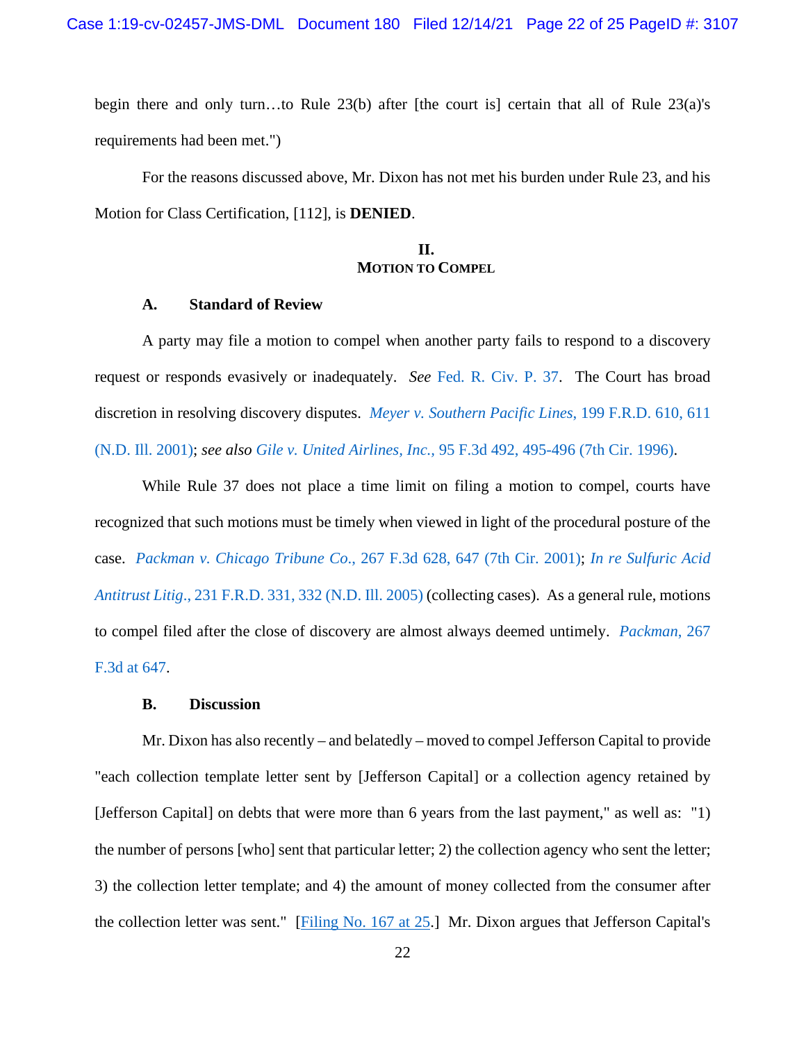begin there and only turn…to Rule 23(b) after [the court is] certain that all of Rule 23(a)'s requirements had been met.")

For the reasons discussed above, Mr. Dixon has not met his burden under Rule 23, and his Motion for Class Certification, [112], is **DENIED**.

## II.
## MOTION TO COMPEL

### A. Standard of Review

A party may file a motion to compel when another party fails to respond to a discovery request or responds evasively or inadequately. *See* Fed. R. Civ. P. 37. The Court has broad discretion in resolving discovery disputes. *Meyer v. Southern Pacific Lines*, 199 F.R.D. 610, 611 (N.D. Ill. 2001); *see also Gile v. United Airlines, Inc.*, 95 F.3d 492, 495-496 (7th Cir. 1996).

While Rule 37 does not place a time limit on filing a motion to compel, courts have recognized that such motions must be timely when viewed in light of the procedural posture of the case. *Packman v. Chicago Tribune Co.*, 267 F.3d 628, 647 (7th Cir. 2001); *In re Sulfuric Acid Antitrust Litig*., 231 F.R.D. 331, 332 (N.D. Ill. 2005) (collecting cases). As a general rule, motions to compel filed after the close of discovery are almost always deemed untimely. *Packman*, 267 F.3d at 647.

### B. Discussion

Mr. Dixon has also recently – and belatedly – moved to compel Jefferson Capital to provide "each collection template letter sent by [Jefferson Capital] or a collection agency retained by [Jefferson Capital] on debts that were more than 6 years from the last payment," as well as: "1) the number of persons [who] sent that particular letter; 2) the collection agency who sent the letter; 3) the collection letter template; and 4) the amount of money collected from the consumer after the collection letter was sent." [Filing No. 167 at 25.] Mr. Dixon argues that Jefferson Capital's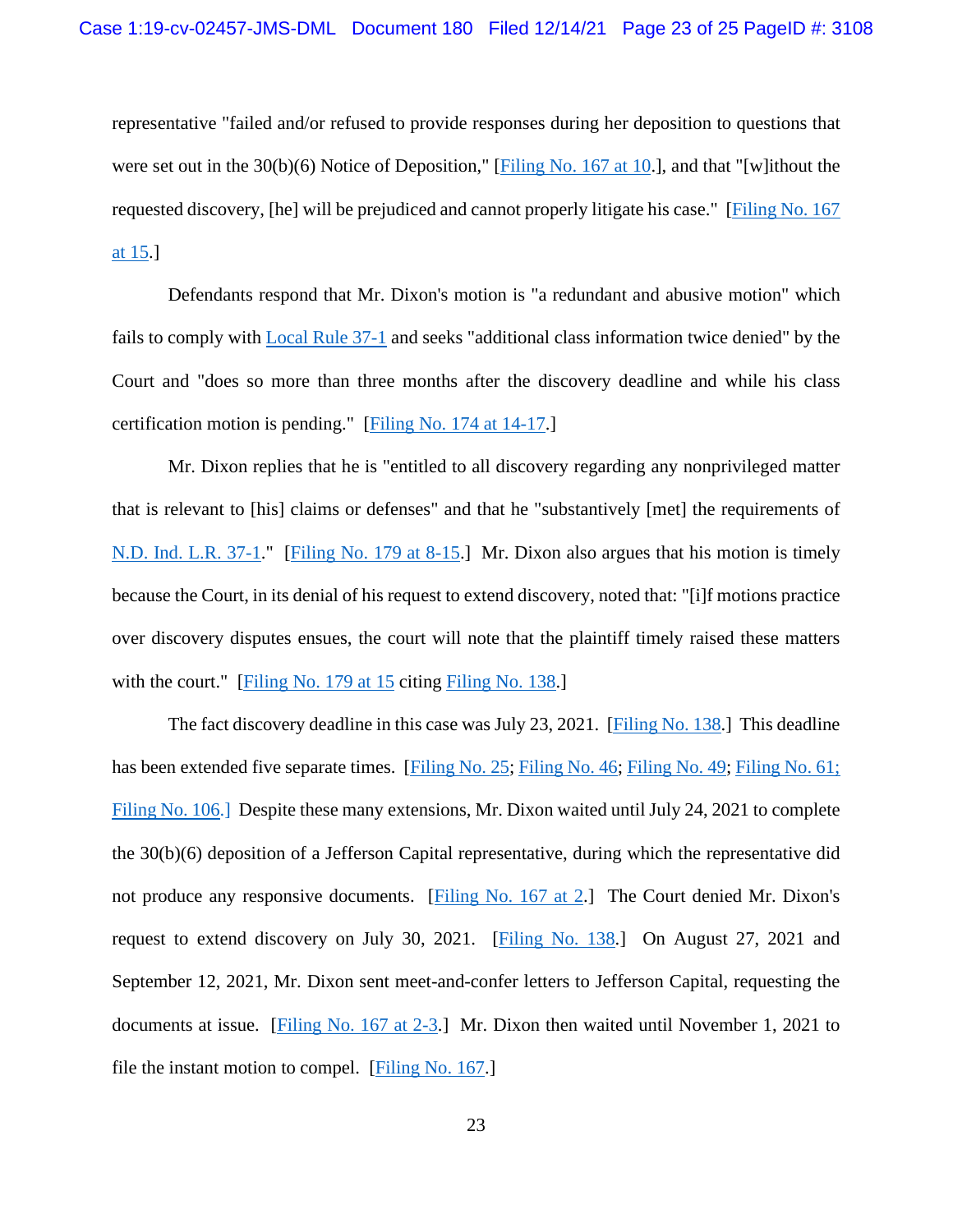representative "failed and/or refused to provide responses during her deposition to questions that were set out in the 30(b)(6) Notice of Deposition," [Filing No. 167 at 10.], and that "[w]ithout the requested discovery, [he] will be prejudiced and cannot properly litigate his case." [Filing No. 167 at 15.]

Defendants respond that Mr. Dixon's motion is "a redundant and abusive motion" which fails to comply with Local Rule 37-1 and seeks "additional class information twice denied" by the Court and "does so more than three months after the discovery deadline and while his class certification motion is pending." [Filing No. 174 at 14-17.]

Mr. Dixon replies that he is "entitled to all discovery regarding any nonprivileged matter that is relevant to [his] claims or defenses" and that he "substantively [met] the requirements of N.D. Ind. L.R. 37-1." [Filing No. 179 at 8-15.] Mr. Dixon also argues that his motion is timely because the Court, in its denial of his request to extend discovery, noted that: "[i]f motions practice over discovery disputes ensues, the court will note that the plaintiff timely raised these matters with the court." [Filing No. 179 at 15 citing Filing No. 138.]

The fact discovery deadline in this case was July 23, 2021. [Filing No. 138.] This deadline has been extended five separate times. [Filing No. 25; Filing No. 46; Filing No. 49; Filing No. 61; Filing No. 106.] Despite these many extensions, Mr. Dixon waited until July 24, 2021 to complete the 30(b)(6) deposition of a Jefferson Capital representative, during which the representative did not produce any responsive documents. [Filing No. 167 at 2.] The Court denied Mr. Dixon's request to extend discovery on July 30, 2021. [Filing No. 138.] On August 27, 2021 and September 12, 2021, Mr. Dixon sent meet-and-confer letters to Jefferson Capital, requesting the documents at issue. [Filing No. 167 at 2-3.] Mr. Dixon then waited until November 1, 2021 to file the instant motion to compel. [Filing No. 167.]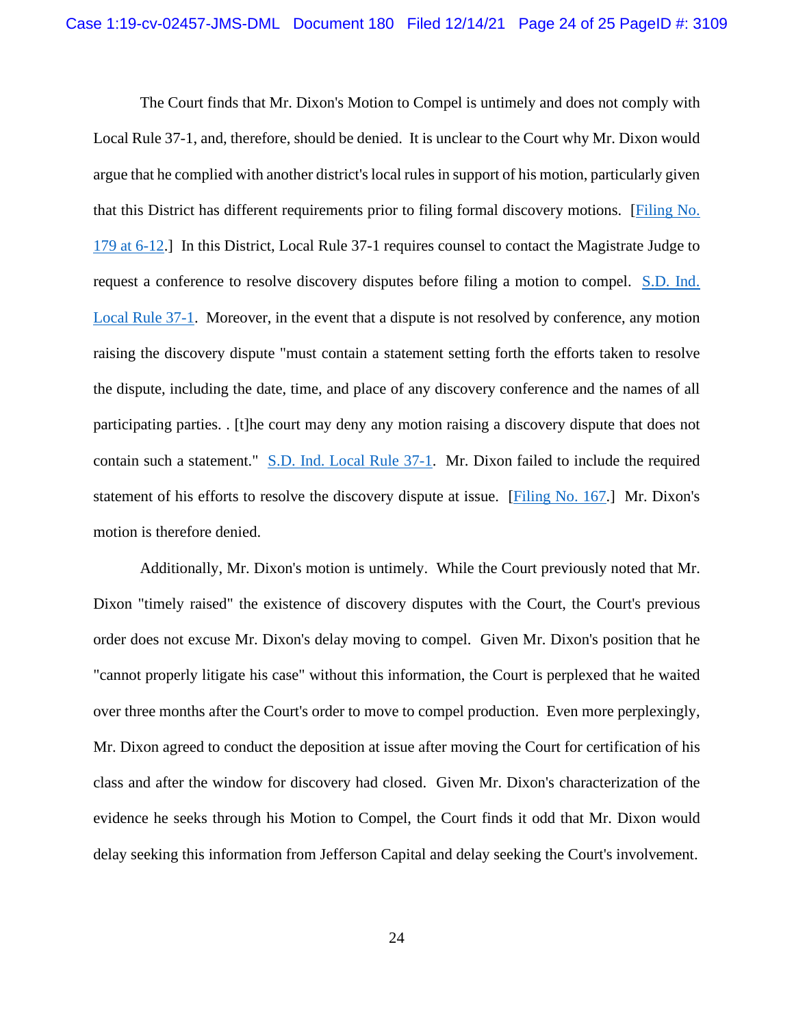The Court finds that Mr. Dixon's Motion to Compel is untimely and does not comply with Local Rule 37-1, and, therefore, should be denied. It is unclear to the Court why Mr. Dixon would argue that he complied with another district's local rules in support of his motion, particularly given that this District has different requirements prior to filing formal discovery motions. [Filing No. 179 at 6-12.] In this District, Local Rule 37-1 requires counsel to contact the Magistrate Judge to request a conference to resolve discovery disputes before filing a motion to compel. S.D. Ind. Local Rule 37-1. Moreover, in the event that a dispute is not resolved by conference, any motion raising the discovery dispute "must contain a statement setting forth the efforts taken to resolve the dispute, including the date, time, and place of any discovery conference and the names of all participating parties. . [t]he court may deny any motion raising a discovery dispute that does not contain such a statement." S.D. Ind. Local Rule 37-1. Mr. Dixon failed to include the required statement of his efforts to resolve the discovery dispute at issue. [Filing No. 167.] Mr. Dixon's motion is therefore denied.

Additionally, Mr. Dixon's motion is untimely. While the Court previously noted that Mr. Dixon "timely raised" the existence of discovery disputes with the Court, the Court's previous order does not excuse Mr. Dixon's delay moving to compel. Given Mr. Dixon's position that he "cannot properly litigate his case" without this information, the Court is perplexed that he waited over three months after the Court's order to move to compel production. Even more perplexingly, Mr. Dixon agreed to conduct the deposition at issue after moving the Court for certification of his class and after the window for discovery had closed. Given Mr. Dixon's characterization of the evidence he seeks through his Motion to Compel, the Court finds it odd that Mr. Dixon would delay seeking this information from Jefferson Capital and delay seeking the Court's involvement.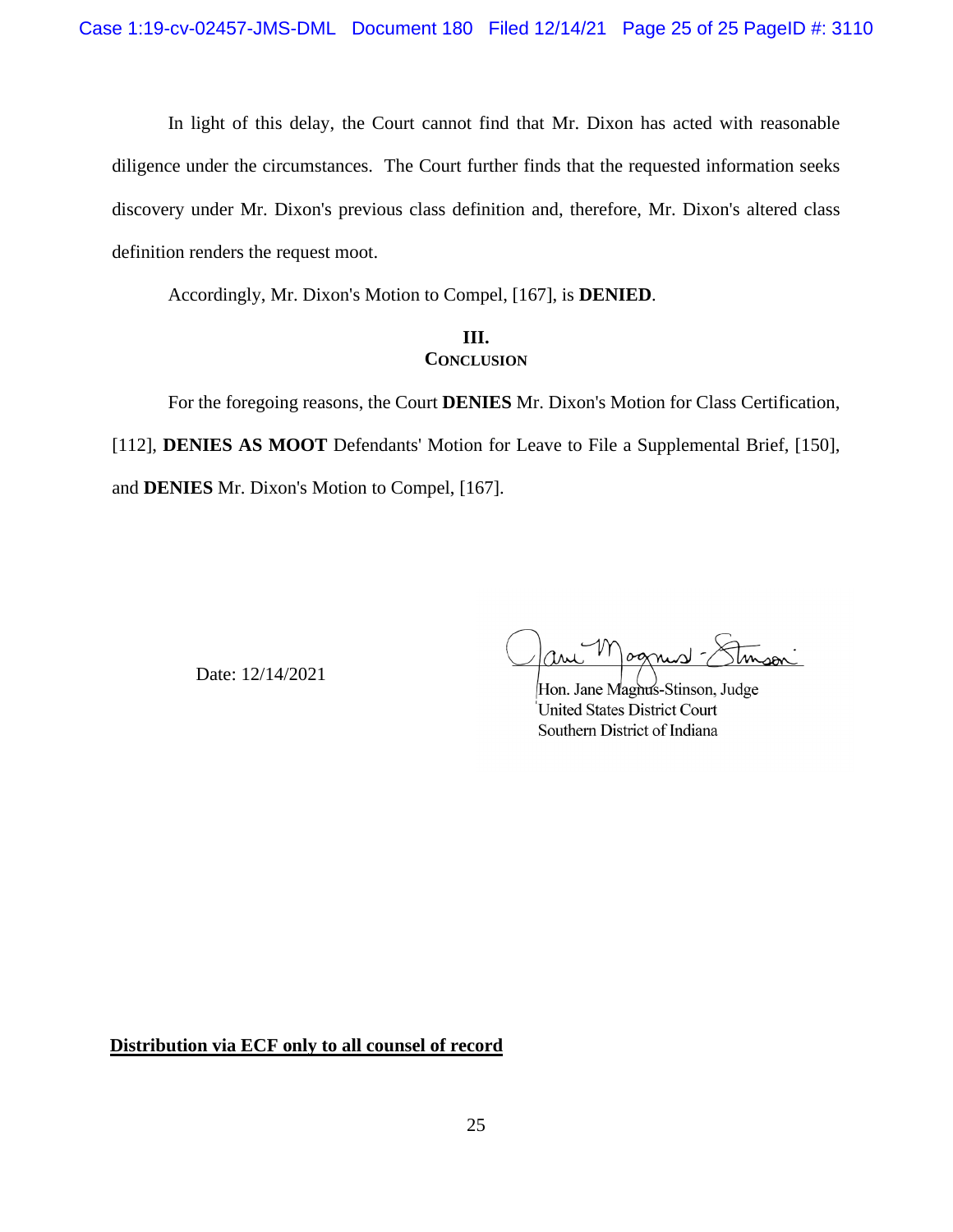In light of this delay, the Court cannot find that Mr. Dixon has acted with reasonable diligence under the circumstances. The Court further finds that the requested information seeks discovery under Mr. Dixon's previous class definition and, therefore, Mr. Dixon's altered class definition renders the request moot.

Accordingly, Mr. Dixon's Motion to Compel, [167], is **DENIED**.

## III.
## CONCLUSION

For the foregoing reasons, the Court **DENIES** Mr. Dixon's Motion for Class Certification, [112], **DENIES AS MOOT** Defendants' Motion for Leave to File a Supplemental Brief, [150], and **DENIES** Mr. Dixon's Motion to Compel, [167].

Date: 12/14/2021

Hon. Jane Magnus-Stinson, Judge
United States District Court
Southern District of Indiana

**Distribution via ECF only to all counsel of record**